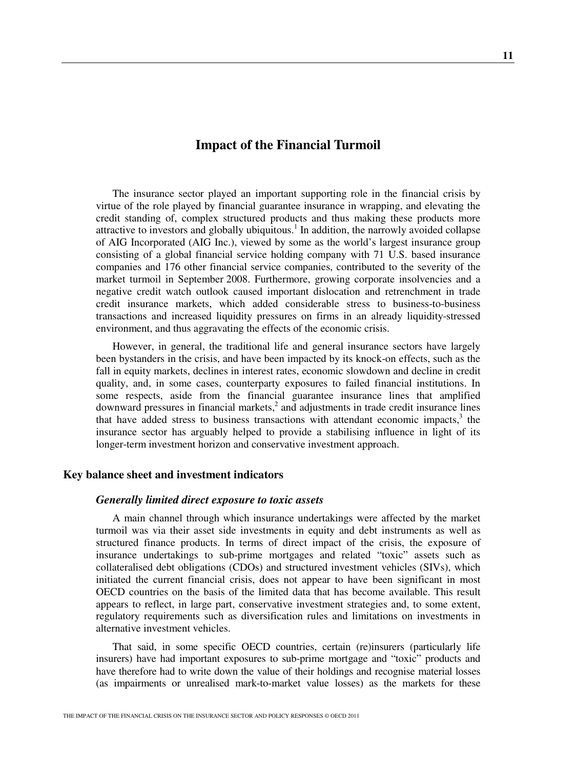# Impact of the Financial Turmoil

The insurance sector played an important supporting role in the financial crisis by virtue of the role played by financial guarantee insurance in wrapping, and elevating the credit standing of, complex structured products and thus making these products more attractive to investors and globally ubiquitous.[1] In addition, the narrowly avoided collapse of AIG Incorporated (AIG Inc.), viewed by some as the world's largest insurance group consisting of a global financial service holding company with 71 U.S. based insurance companies and 176 other financial service companies, contributed to the severity of the market turmoil in September 2008. Furthermore, growing corporate insolvencies and a negative credit watch outlook caused important dislocation and retrenchment in trade credit insurance markets, which added considerable stress to business-to-business transactions and increased liquidity pressures on firms in an already liquidity-stressed environment, and thus aggravating the effects of the economic crisis.

However, in general, the traditional life and general insurance sectors have largely been bystanders in the crisis, and have been impacted by its knock-on effects, such as the fall in equity markets, declines in interest rates, economic slowdown and decline in credit quality, and, in some cases, counterparty exposures to failed financial institutions. In some respects, aside from the financial guarantee insurance lines that amplified downward pressures in financial markets,[2] and adjustments in trade credit insurance lines that have added stress to business transactions with attendant economic impacts,[3] the insurance sector has arguably helped to provide a stabilising influence in light of its longer-term investment horizon and conservative investment approach.

## Key balance sheet and investment indicators

### *Generally limited direct exposure to toxic assets*

A main channel through which insurance undertakings were affected by the market turmoil was via their asset side investments in equity and debt instruments as well as structured finance products. In terms of direct impact of the crisis, the exposure of insurance undertakings to sub-prime mortgages and related "toxic" assets such as collateralised debt obligations (CDOs) and structured investment vehicles (SIVs), which initiated the current financial crisis, does not appear to have been significant in most OECD countries on the basis of the limited data that has become available. This result appears to reflect, in large part, conservative investment strategies and, to some extent, regulatory requirements such as diversification rules and limitations on investments in alternative investment vehicles.

That said, in some specific OECD countries, certain (re)insurers (particularly life insurers) have had important exposures to sub-prime mortgage and "toxic" products and have therefore had to write down the value of their holdings and recognise material losses (as impairments or unrealised mark-to-market value losses) as the markets for these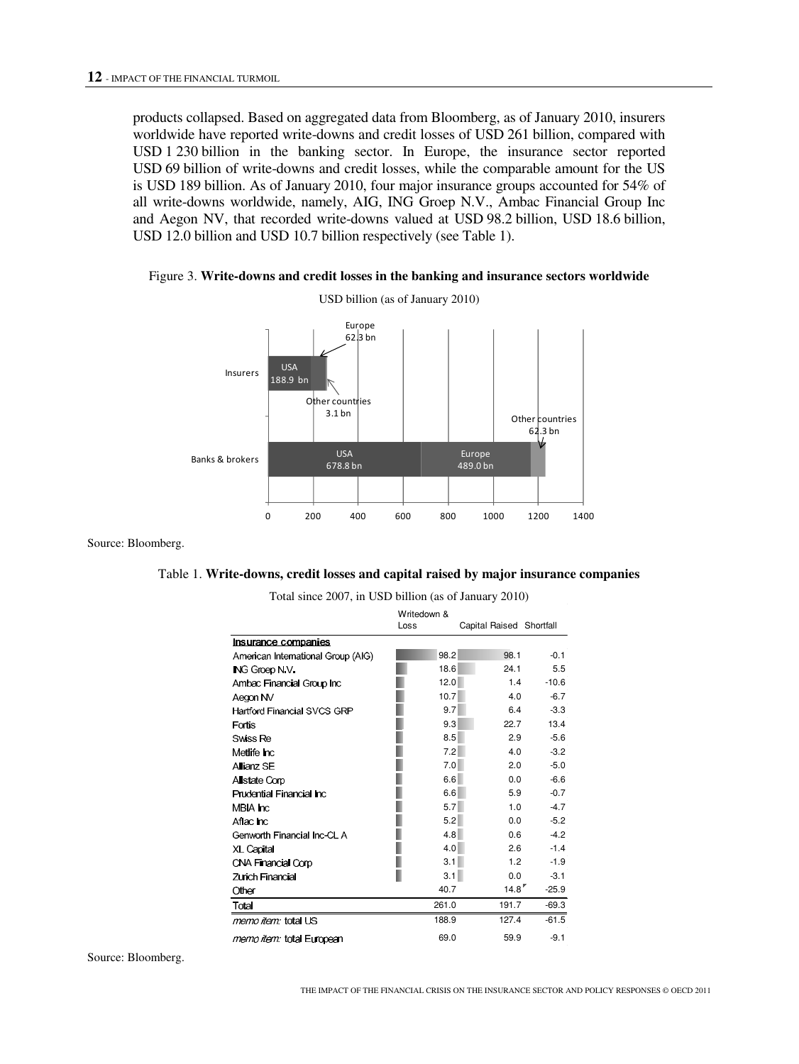products collapsed. Based on aggregated data from Bloomberg, as of January 2010, insurers worldwide have reported write-downs and credit losses of USD 261 billion, compared with USD 1 230 billion in the banking sector. In Europe, the insurance sector reported USD 69 billion of write-downs and credit losses, while the comparable amount for the US is USD 189 billion. As of January 2010, four major insurance groups accounted for 54% of all write-downs worldwide, namely, AIG, ING Groep N.V., Ambac Financial Group Inc and Aegon NV, that recorded write-downs valued at USD 98.2 billion, USD 18.6 billion, USD 12.0 billion and USD 10.7 billion respectively (see Table 1).

Figure 3. **Write-downs and credit losses in the banking and insurance sectors worldwide**

USD billion (as of January 2010)

| | USA | Europe | Other countries |
|---|---|---|---|
| Insurers | 188.9 bn | 62.3 bn | 3.1 bn |
| Banks & brokers | 678.8 bn | 489.0 bn | 62.3 bn |

Source: Bloomberg.

Table 1. **Write-downs, credit losses and capital raised by major insurance companies**

Total since 2007, in USD billion (as of January 2010)

| | Writedown & Loss | Capital Raised | Shortfall |
|---|---|---|---|
| **Insurance companies** | | | |
| American International Group (AIG) | 98.2 | 98.1 | -0.1 |
| ING Groep N.V. | 18.6 | 24.1 | 5.5 |
| Ambac Financial Group Inc | 12.0 | 1.4 | -10.6 |
| Aegon NV | 10.7 | 4.0 | -6.7 |
| Hartford Financial SVCS GRP | 9.7 | 6.4 | -3.3 |
| Fortis | 9.3 | 22.7 | 13.4 |
| Swiss Re | 8.5 | 2.9 | -5.6 |
| Metlife Inc | 7.2 | 4.0 | -3.2 |
| Allianz SE | 7.0 | 2.0 | -5.0 |
| Allstate Corp | 6.6 | 0.0 | -6.6 |
| Prudential Financial Inc | 6.6 | 5.9 | -0.7 |
| MBIA Inc | 5.7 | 1.0 | -4.7 |
| Aflac Inc | 5.2 | 0.0 | -5.2 |
| Genworth Financial Inc-CL A | 4.8 | 0.6 | -4.2 |
| XL Capital | 4.0 | 2.6 | -1.4 |
| CNA Financial Corp | 3.1 | 1.2 | -1.9 |
| Zurich Financial | 3.1 | 0.0 | -3.1 |
| Other | 40.7 | 14.8 | -25.9 |
| Total | 261.0 | 191.7 | -69.3 |
| *memo item:* total US | 188.9 | 127.4 | -61.5 |
| *memo item:* total European | 69.0 | 59.9 | -9.1 |

Source: Bloomberg.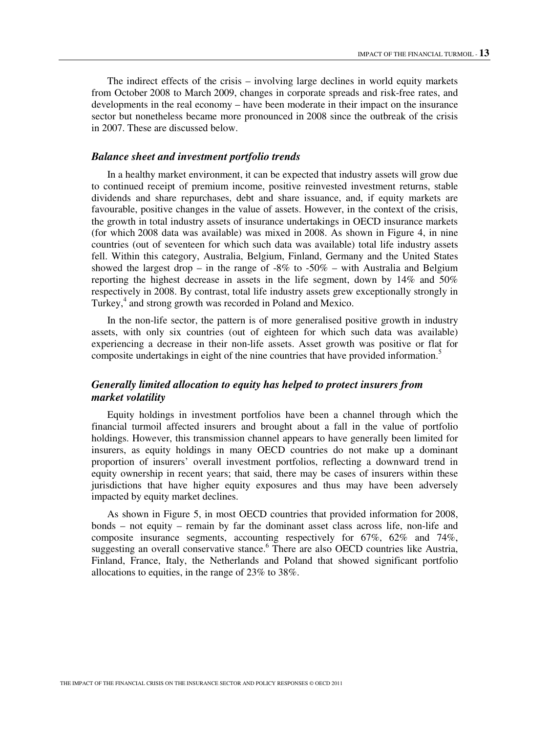The indirect effects of the crisis – involving large declines in world equity markets from October 2008 to March 2009, changes in corporate spreads and risk-free rates, and developments in the real economy – have been moderate in their impact on the insurance sector but nonetheless became more pronounced in 2008 since the outbreak of the crisis in 2007. These are discussed below.

### *Balance sheet and investment portfolio trends*

In a healthy market environment, it can be expected that industry assets will grow due to continued receipt of premium income, positive reinvested investment returns, stable dividends and share repurchases, debt and share issuance, and, if equity markets are favourable, positive changes in the value of assets. However, in the context of the crisis, the growth in total industry assets of insurance undertakings in OECD insurance markets (for which 2008 data was available) was mixed in 2008. As shown in Figure 4, in nine countries (out of seventeen for which such data was available) total life industry assets fell. Within this category, Australia, Belgium, Finland, Germany and the United States showed the largest drop – in the range of -8% to -50% – with Australia and Belgium reporting the highest decrease in assets in the life segment, down by 14% and 50% respectively in 2008. By contrast, total life industry assets grew exceptionally strongly in Turkey,[4] and strong growth was recorded in Poland and Mexico.

In the non-life sector, the pattern is of more generalised positive growth in industry assets, with only six countries (out of eighteen for which such data was available) experiencing a decrease in their non-life assets. Asset growth was positive or flat for composite undertakings in eight of the nine countries that have provided information.[5]

### *Generally limited allocation to equity has helped to protect insurers from market volatility*

Equity holdings in investment portfolios have been a channel through which the financial turmoil affected insurers and brought about a fall in the value of portfolio holdings. However, this transmission channel appears to have generally been limited for insurers, as equity holdings in many OECD countries do not make up a dominant proportion of insurers' overall investment portfolios, reflecting a downward trend in equity ownership in recent years; that said, there may be cases of insurers within these jurisdictions that have higher equity exposures and thus may have been adversely impacted by equity market declines.

As shown in Figure 5, in most OECD countries that provided information for 2008, bonds – not equity – remain by far the dominant asset class across life, non-life and composite insurance segments, accounting respectively for 67%, 62% and 74%, suggesting an overall conservative stance.[6] There are also OECD countries like Austria, Finland, France, Italy, the Netherlands and Poland that showed significant portfolio allocations to equities, in the range of 23% to 38%.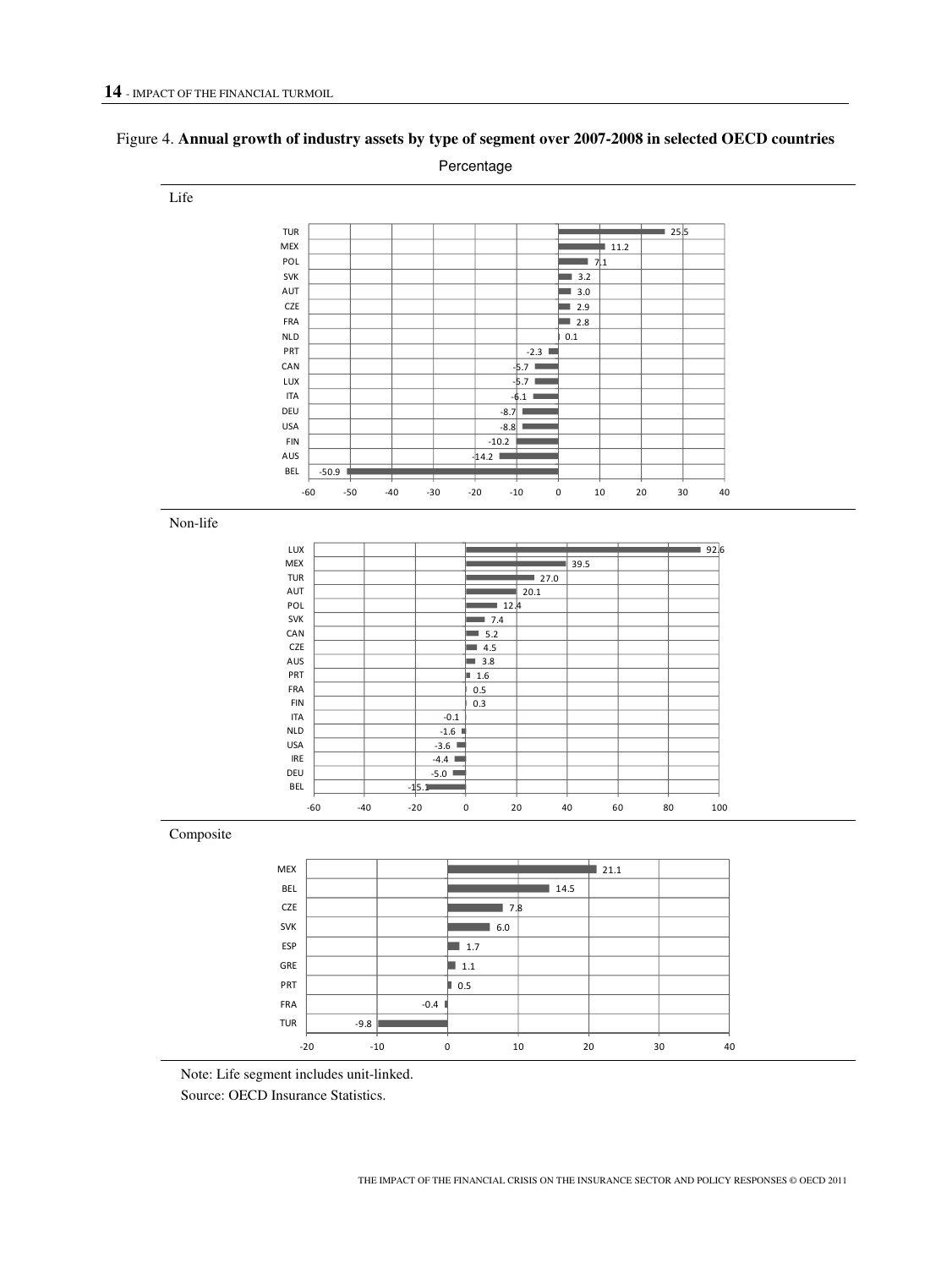Figure 4. **Annual growth of industry assets by type of segment over 2007-2008 in selected OECD countries**

Percentage

Life

| Country | Growth (%) |
|---|---|
| TUR | 25.5 |
| MEX | 11.2 |
| POL | 7.1 |
| SVK | 3.2 |
| AUT | 3.0 |
| CZE | 2.9 |
| FRA | 2.8 |
| NLD | 0.1 |
| PRT | -2.3 |
| CAN | -5.7 |
| LUX | -5.7 |
| ITA | -6.1 |
| DEU | -8.7 |
| USA | -8.8 |
| FIN | -10.2 |
| AUS | -14.2 |
| BEL | -50.9 |

Non-life

| Country | Growth (%) |
|---|---|
| LUX | 92.6 |
| MEX | 39.5 |
| TUR | 27.0 |
| AUT | 20.1 |
| POL | 12.4 |
| SVK | 7.4 |
| CAN | 5.2 |
| CZE | 4.5 |
| AUS | 3.8 |
| PRT | 1.6 |
| FRA | 0.5 |
| FIN | 0.3 |
| ITA | -0.1 |
| NLD | -1.6 |
| USA | -3.6 |
| IRE | -4.4 |
| DEU | -5.0 |
| BEL | -15.1 |

Composite

| Country | Growth (%) |
|---|---|
| MEX | 21.1 |
| BEL | 14.5 |
| CZE | 7.8 |
| SVK | 6.0 |
| ESP | 1.7 |
| GRE | 1.1 |
| PRT | 0.5 |
| FRA | -0.4 |
| TUR | -9.8 |

Note: Life segment includes unit-linked.

Source: OECD Insurance Statistics.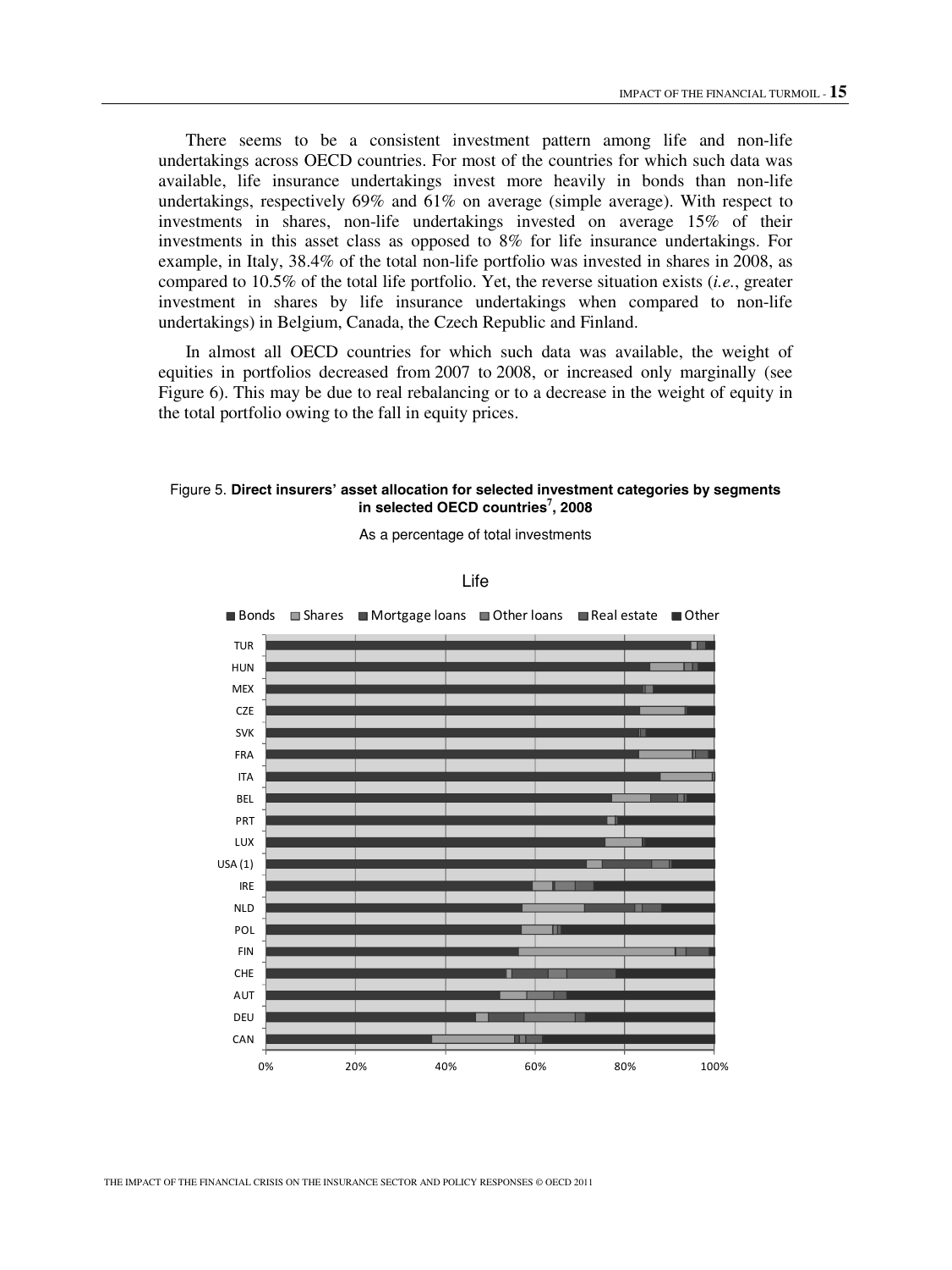There seems to be a consistent investment pattern among life and non-life undertakings across OECD countries. For most of the countries for which such data was available, life insurance undertakings invest more heavily in bonds than non-life undertakings, respectively 69% and 61% on average (simple average). With respect to investments in shares, non-life undertakings invested on average 15% of their investments in this asset class as opposed to 8% for life insurance undertakings. For example, in Italy, 38.4% of the total non-life portfolio was invested in shares in 2008, as compared to 10.5% of the total life portfolio. Yet, the reverse situation exists (*i.e.*, greater investment in shares by life insurance undertakings when compared to non-life undertakings) in Belgium, Canada, the Czech Republic and Finland.

In almost all OECD countries for which such data was available, the weight of equities in portfolios decreased from 2007 to 2008, or increased only marginally (see Figure 6). This may be due to real rebalancing or to a decrease in the weight of equity in the total portfolio owing to the fall in equity prices.

Figure 5. **Direct insurers' asset allocation for selected investment categories by segments in selected OECD countries[7], 2008**

As a percentage of total investments

Life

Bonds, Shares, Mortgage loans, Other loans, Real estate, Other

TUR, HUN, MEX, CZE, SVK, FRA, ITA, BEL, PRT, LUX, USA (1), IRE, NLD, POL, FIN, CHE, AUT, DEU, CAN

0%, 20%, 40%, 60%, 80%, 100%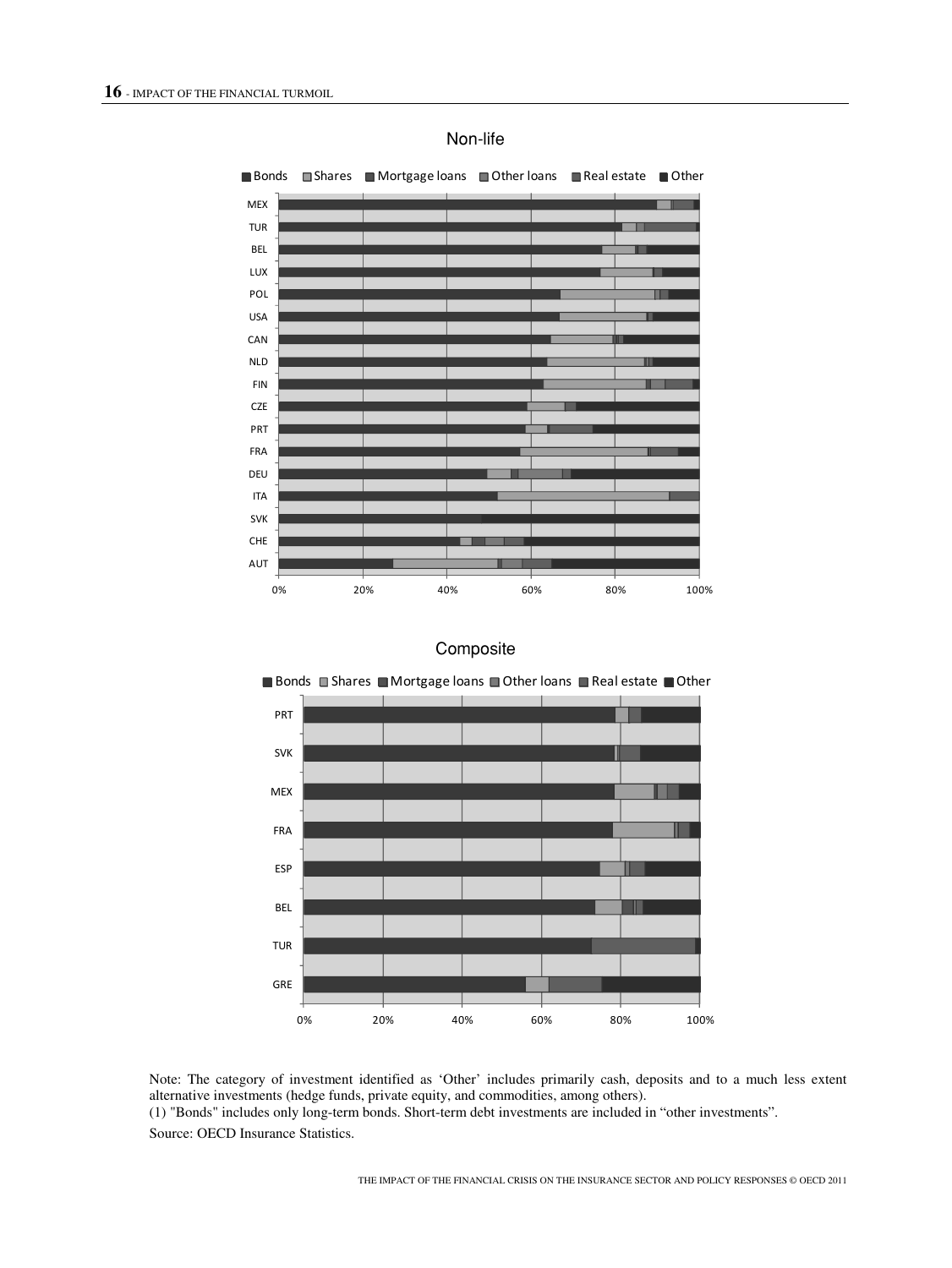Non-life

■ Bonds ■ Shares ■ Mortgage loans ■ Other loans ■ Real estate ■ Other

MEX, TUR, BEL, LUX, POL, USA, CAN, NLD, FIN, CZE, PRT, FRA, DEU, ITA, SVK, CHE, AUT

0% 20% 40% 60% 80% 100%

Composite

■ Bonds ■ Shares ■ Mortgage loans ■ Other loans ■ Real estate ■ Other

PRT, SVK, MEX, FRA, ESP, BEL, TUR, GRE

0% 20% 40% 60% 80% 100%

Note: The category of investment identified as 'Other' includes primarily cash, deposits and to a much less extent alternative investments (hedge funds, private equity, and commodities, among others).

(1) "Bonds" includes only long-term bonds. Short-term debt investments are included in "other investments".

Source: OECD Insurance Statistics.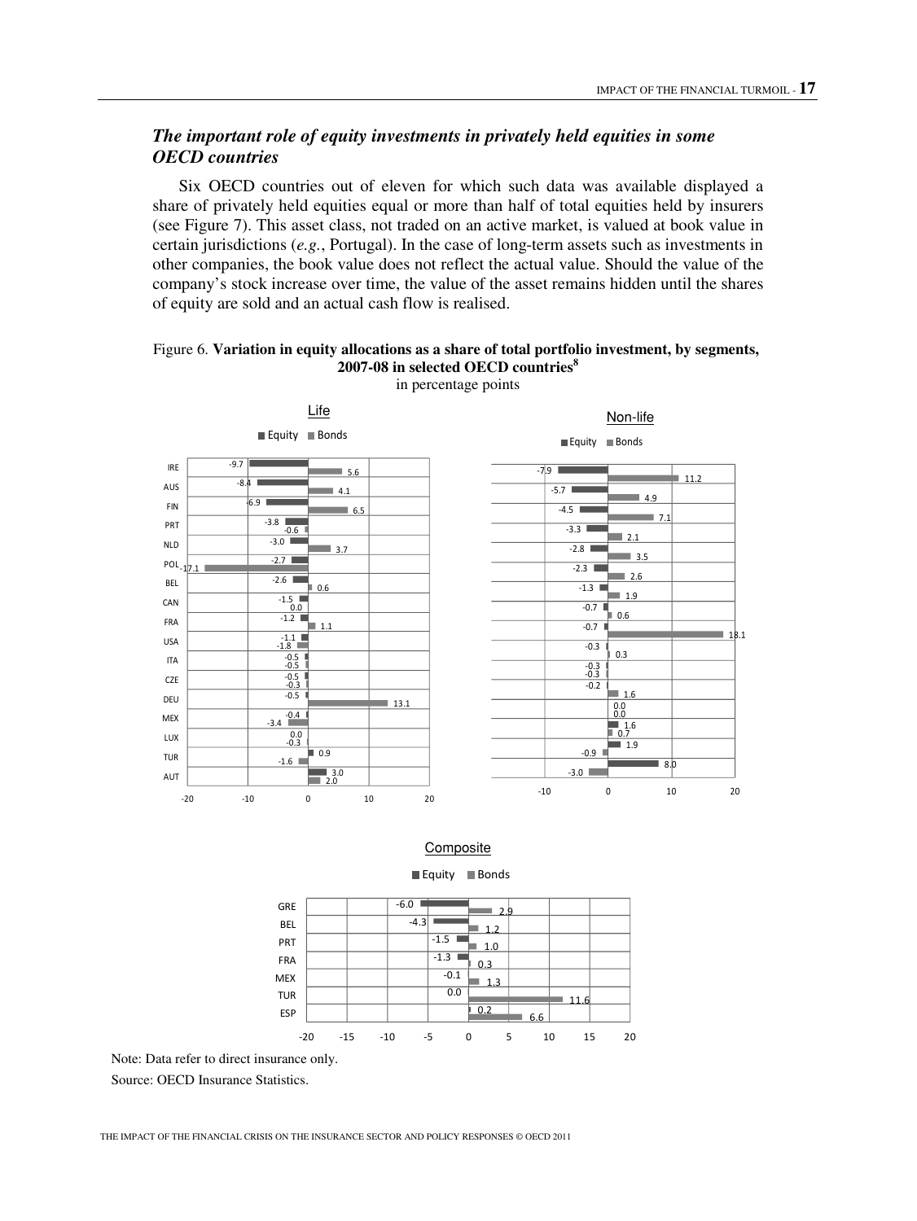### *The important role of equity investments in privately held equities in some OECD countries*

Six OECD countries out of eleven for which such data was available displayed a share of privately held equities equal or more than half of total equities held by insurers (see Figure 7). This asset class, not traded on an active market, is valued at book value in certain jurisdictions (*e.g.*, Portugal). In the case of long-term assets such as investments in other companies, the book value does not reflect the actual value. Should the value of the company's stock increase over time, the value of the asset remains hidden until the shares of equity are sold and an actual cash flow is realised.

Figure 6. **Variation in equity allocations as a share of total portfolio investment, by segments, 2007-08 in selected OECD countries**[8]
in percentage points

**Life**

| Country | Equity | Bonds |
|---|---|---|
| IRE | -9.7 | 5.6 |
| AUS | -8.4 | 4.1 |
| FIN | -6.9 | 6.5 |
| PRT | -3.8 | -0.6 |
| NLD | -3.0 | 3.7 |
| POL | -2.7 | -17.1 |
| BEL | -2.6 | 0.6 |
| CAN | -1.5 | 0.0 |
| FRA | -1.2 | 1.1 |
| USA | -1.1 | -1.8 |
| ITA | -0.5 | -0.5 |
| CZE | -0.5 | -0.3 |
| DEU | -0.5 | 13.1 |
| MEX | -0.4 | -3.4 |
| LUX | 0.0 | -0.3 |
| TUR | 0.9 | -1.6 |
| AUT | 3.0 | 2.0 |

**Non-life**

| Equity | Bonds |
|---|---|
| -7.9 | 11.2 |
| -5.7 | 4.9 |
| -4.5 | 7.1 |
| -3.3 | 2.1 |
| -2.8 | 3.5 |
| -2.3 | 2.6 |
| -1.3 | 1.9 |
| -0.7 | 0.6 |
| -0.7 | 18.1 |
| -0.3 | 0.3 |
| -0.3 | -0.3 |
| -0.2 | 1.6 |
| 0.0 | 0.0 |
| 1.6 | 0.7 |
| 1.9 | -0.9 |
| 8.0 | -3.0 |

**Composite**

| Country | Equity | Bonds |
|---|---|---|
| GRE | -6.0 | 2.9 |
| BEL | -4.3 | 1.2 |
| PRT | -1.5 | 1.0 |
| FRA | -1.3 | 0.3 |
| MEX | -0.1 | 1.3 |
| TUR | 0.0 | 11.6 |
| ESP | 0.2 | 6.6 |

Note: Data refer to direct insurance only.

Source: OECD Insurance Statistics.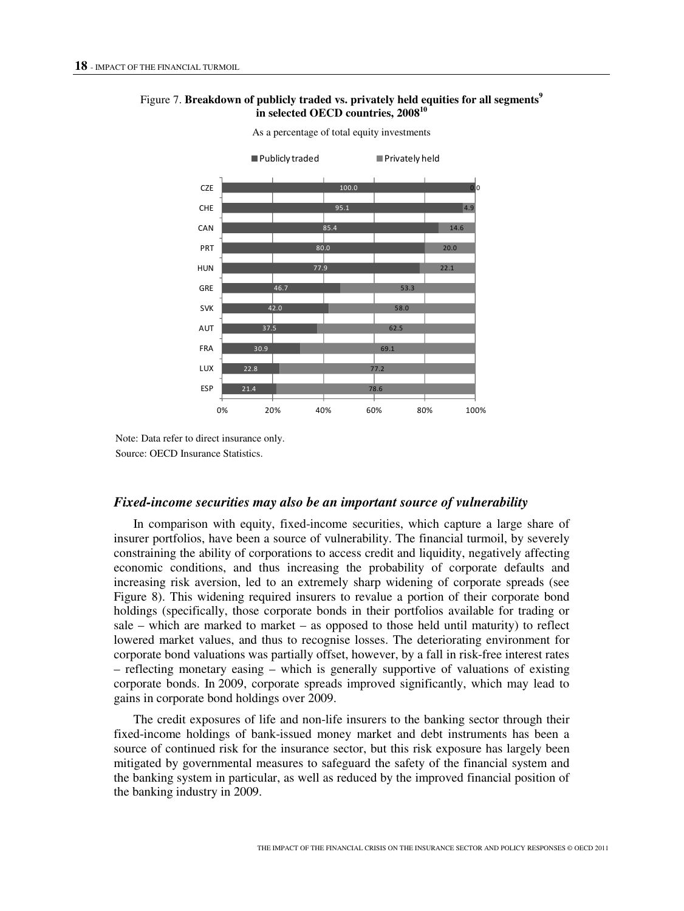Figure 7. **Breakdown of publicly traded vs. privately held equities for all segments[9] in selected OECD countries, 2008[10]**

As a percentage of total equity investments

| Country | Publicly traded | Privately held |
| --- | --- | --- |
| CZE | 100.0 | 0.0 |
| CHE | 95.1 | 4.9 |
| CAN | 85.4 | 14.6 |
| PRT | 80.0 | 20.0 |
| HUN | 77.9 | 22.1 |
| GRE | 46.7 | 53.3 |
| SVK | 42.0 | 58.0 |
| AUT | 37.5 | 62.5 |
| FRA | 30.9 | 69.1 |
| LUX | 22.8 | 77.2 |
| ESP | 21.4 | 78.6 |

Note: Data refer to direct insurance only.

Source: OECD Insurance Statistics.

### *Fixed-income securities may also be an important source of vulnerability*

In comparison with equity, fixed-income securities, which capture a large share of insurer portfolios, have been a source of vulnerability. The financial turmoil, by severely constraining the ability of corporations to access credit and liquidity, negatively affecting economic conditions, and thus increasing the probability of corporate defaults and increasing risk aversion, led to an extremely sharp widening of corporate spreads (see Figure 8). This widening required insurers to revalue a portion of their corporate bond holdings (specifically, those corporate bonds in their portfolios available for trading or sale – which are marked to market – as opposed to those held until maturity) to reflect lowered market values, and thus to recognise losses. The deteriorating environment for corporate bond valuations was partially offset, however, by a fall in risk-free interest rates – reflecting monetary easing – which is generally supportive of valuations of existing corporate bonds. In 2009, corporate spreads improved significantly, which may lead to gains in corporate bond holdings over 2009.

The credit exposures of life and non-life insurers to the banking sector through their fixed-income holdings of bank-issued money market and debt instruments has been a source of continued risk for the insurance sector, but this risk exposure has largely been mitigated by governmental measures to safeguard the safety of the financial system and the banking system in particular, as well as reduced by the improved financial position of the banking industry in 2009.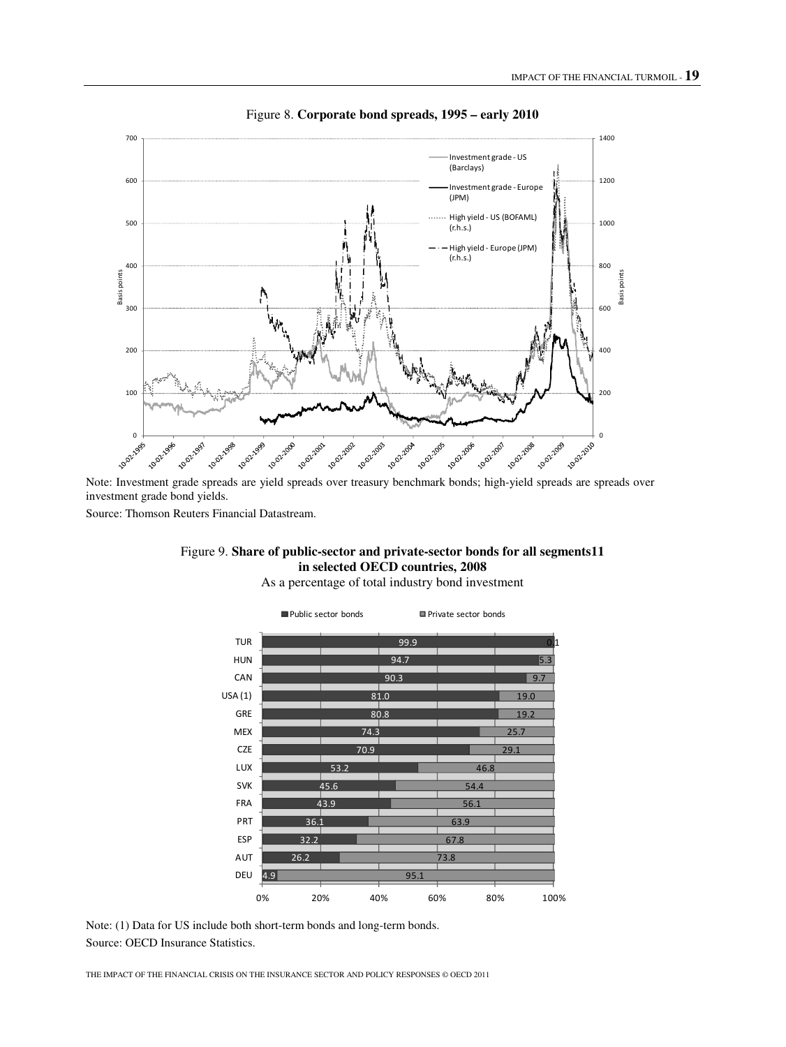Figure 8. **Corporate bond spreads, 1995 – early 2010**

Note: Investment grade spreads are yield spreads over treasury benchmark bonds; high-yield spreads are spreads over investment grade bond yields.

Source: Thomson Reuters Financial Datastream.

Figure 9. **Share of public-sector and private-sector bonds for all segments11 in selected OECD countries, 2008**

As a percentage of total industry bond investment

| Country | Public sector bonds | Private sector bonds |
|---|---|---|
| TUR | 99.9 | 0.1 |
| HUN | 94.7 | 5.3 |
| CAN | 90.3 | 9.7 |
| USA (1) | 81.0 | 19.0 |
| GRE | 80.8 | 19.2 |
| MEX | 74.3 | 25.7 |
| CZE | 70.9 | 29.1 |
| LUX | 53.2 | 46.8 |
| SVK | 45.6 | 54.4 |
| FRA | 43.9 | 56.1 |
| PRT | 36.1 | 63.9 |
| ESP | 32.2 | 67.8 |
| AUT | 26.2 | 73.8 |
| DEU | 4.9 | 95.1 |

Note: (1) Data for US include both short-term bonds and long-term bonds.

Source: OECD Insurance Statistics.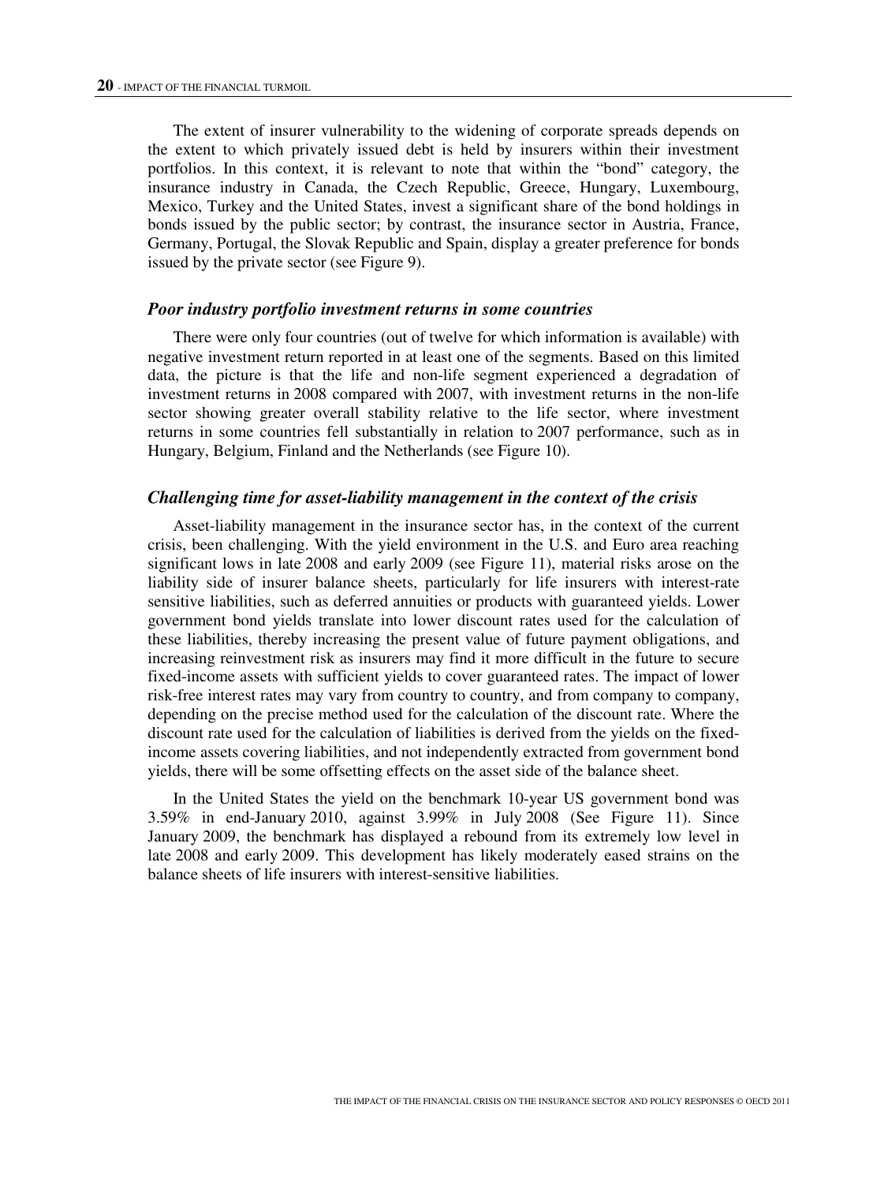The extent of insurer vulnerability to the widening of corporate spreads depends on the extent to which privately issued debt is held by insurers within their investment portfolios. In this context, it is relevant to note that within the "bond" category, the insurance industry in Canada, the Czech Republic, Greece, Hungary, Luxembourg, Mexico, Turkey and the United States, invest a significant share of the bond holdings in bonds issued by the public sector; by contrast, the insurance sector in Austria, France, Germany, Portugal, the Slovak Republic and Spain, display a greater preference for bonds issued by the private sector (see Figure 9).

### *Poor industry portfolio investment returns in some countries*

There were only four countries (out of twelve for which information is available) with negative investment return reported in at least one of the segments. Based on this limited data, the picture is that the life and non-life segment experienced a degradation of investment returns in 2008 compared with 2007, with investment returns in the non-life sector showing greater overall stability relative to the life sector, where investment returns in some countries fell substantially in relation to 2007 performance, such as in Hungary, Belgium, Finland and the Netherlands (see Figure 10).

### *Challenging time for asset-liability management in the context of the crisis*

Asset-liability management in the insurance sector has, in the context of the current crisis, been challenging. With the yield environment in the U.S. and Euro area reaching significant lows in late 2008 and early 2009 (see Figure 11), material risks arose on the liability side of insurer balance sheets, particularly for life insurers with interest-rate sensitive liabilities, such as deferred annuities or products with guaranteed yields. Lower government bond yields translate into lower discount rates used for the calculation of these liabilities, thereby increasing the present value of future payment obligations, and increasing reinvestment risk as insurers may find it more difficult in the future to secure fixed-income assets with sufficient yields to cover guaranteed rates. The impact of lower risk-free interest rates may vary from country to country, and from company to company, depending on the precise method used for the calculation of the discount rate. Where the discount rate used for the calculation of liabilities is derived from the yields on the fixed-income assets covering liabilities, and not independently extracted from government bond yields, there will be some offsetting effects on the asset side of the balance sheet.

In the United States the yield on the benchmark 10-year US government bond was 3.59% in end-January 2010, against 3.99% in July 2008 (See Figure 11). Since January 2009, the benchmark has displayed a rebound from its extremely low level in late 2008 and early 2009. This development has likely moderately eased strains on the balance sheets of life insurers with interest-sensitive liabilities.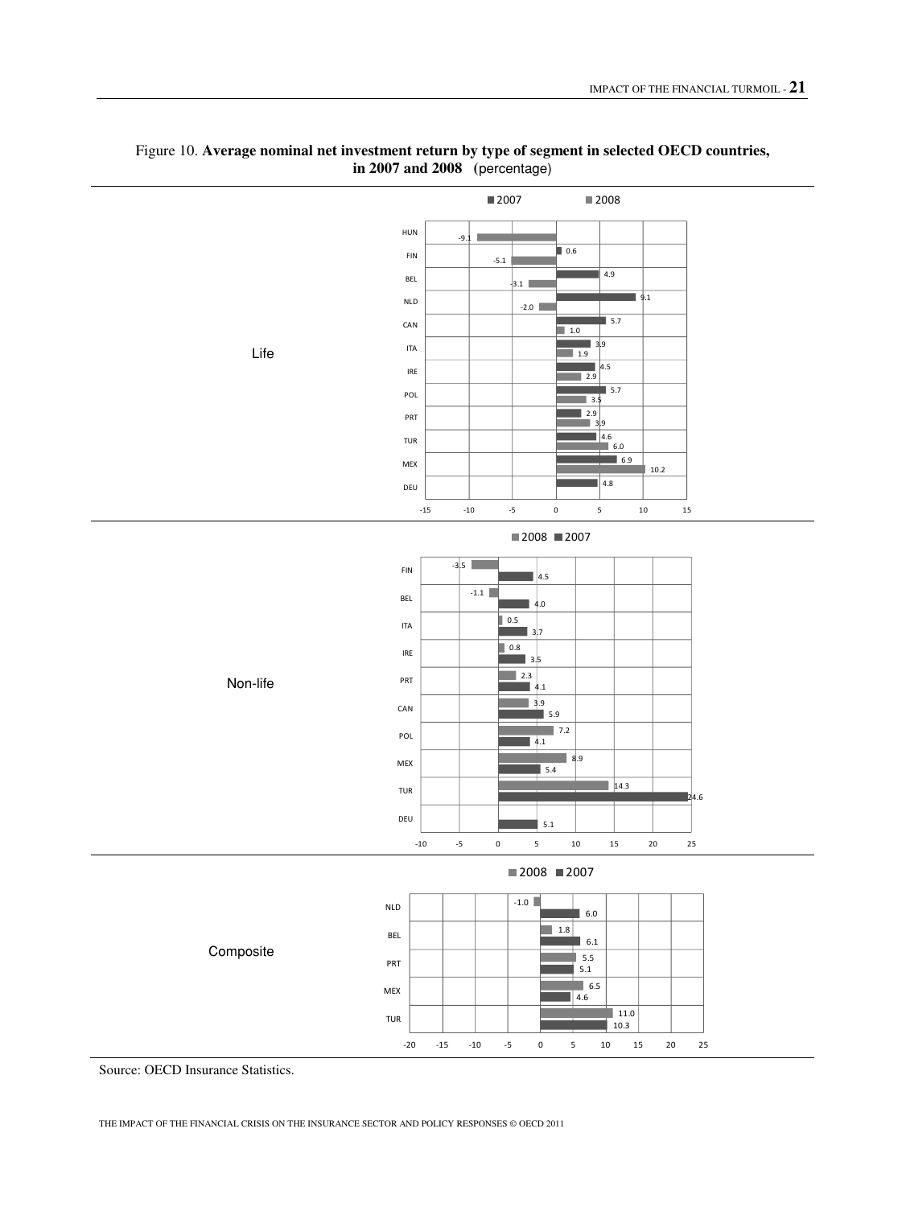Figure 10. **Average nominal net investment return by type of segment in selected OECD countries, in 2007 and 2008** (percentage)

**Life**

| Country | 2007 | 2008 |
|---|---|---|
| HUN | | -9.1 |
| FIN | 0.6 | -5.1 |
| BEL | 4.9 | -3.1 |
| NLD | 9.1 | -2.0 |
| CAN | 5.7 | 1.0 |
| ITA | 3.9 | 1.9 |
| IRE | 4.5 | 2.9 |
| POL | 5.7 | 3.5 |
| PRT | 2.9 | 3.9 |
| TUR | 4.6 | 6.0 |
| MEX | 6.9 | 10.2 |
| DEU | 4.8 | |

**Non-life**

| Country | 2008 | 2007 |
|---|---|---|
| FIN | -3.5 | 4.5 |
| BEL | -1.1 | 4.0 |
| ITA | 0.5 | 3.7 |
| IRE | 0.8 | 3.5 |
| PRT | 2.3 | 4.1 |
| CAN | 3.9 | 5.9 |
| POL | 7.2 | 4.1 |
| MEX | 8.9 | 5.4 |
| TUR | 14.3 | 24.6 |
| DEU | | 5.1 |

**Composite**

| Country | 2008 | 2007 |
|---|---|---|
| NLD | -1.0 | 6.0 |
| BEL | 1.8 | 6.1 |
| PRT | 5.5 | 5.1 |
| MEX | 6.5 | 4.6 |
| TUR | 11.0 | 10.3 |

Source: OECD Insurance Statistics.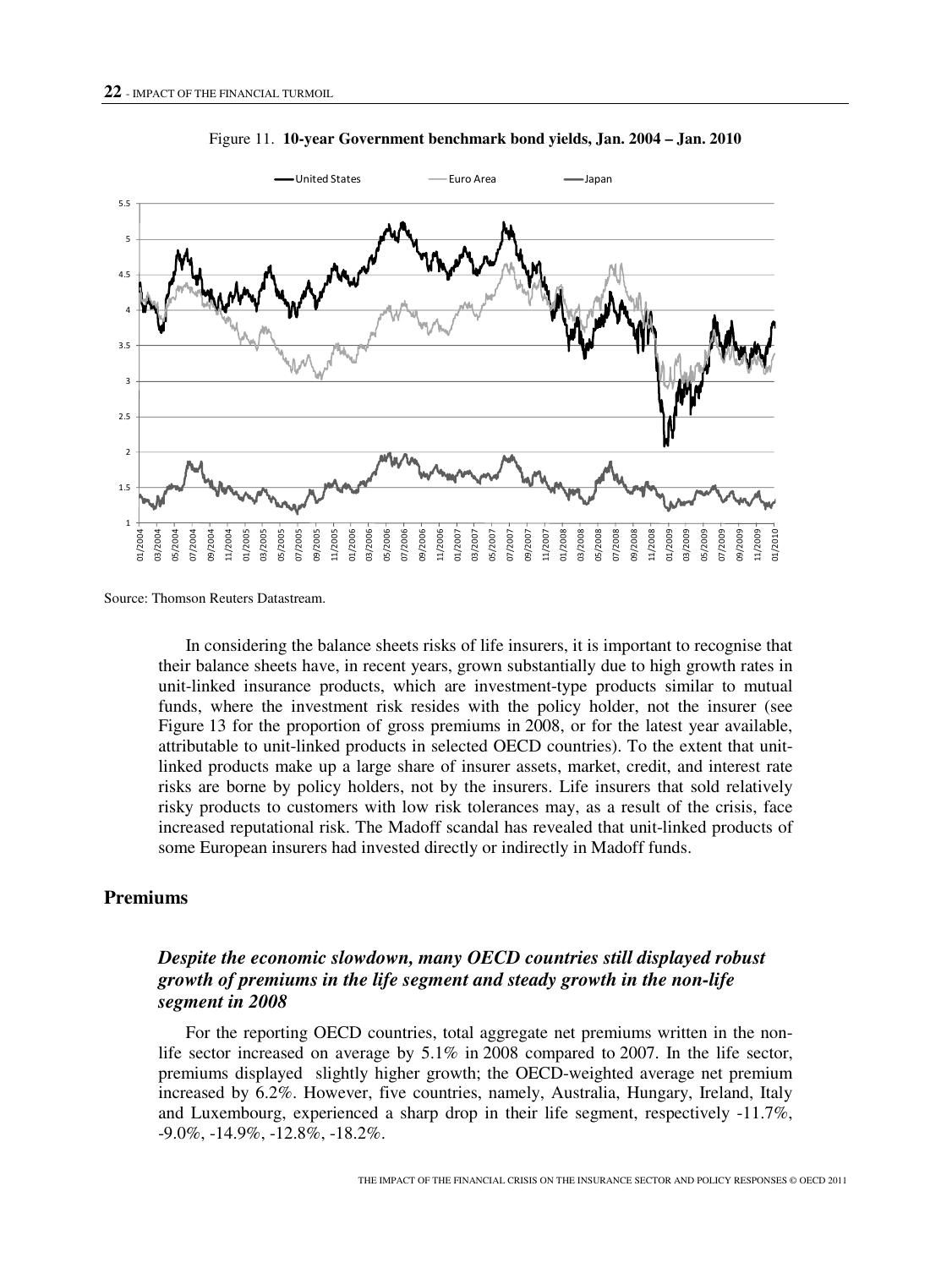Figure 11. **10-year Government benchmark bond yields, Jan. 2004 – Jan. 2010**

Source: Thomson Reuters Datastream.

In considering the balance sheets risks of life insurers, it is important to recognise that their balance sheets have, in recent years, grown substantially due to high growth rates in unit-linked insurance products, which are investment-type products similar to mutual funds, where the investment risk resides with the policy holder, not the insurer (see Figure 13 for the proportion of gross premiums in 2008, or for the latest year available, attributable to unit-linked products in selected OECD countries). To the extent that unit-linked products make up a large share of insurer assets, market, credit, and interest rate risks are borne by policy holders, not by the insurers. Life insurers that sold relatively risky products to customers with low risk tolerances may, as a result of the crisis, face increased reputational risk. The Madoff scandal has revealed that unit-linked products of some European insurers had invested directly or indirectly in Madoff funds.

## Premiums

### *Despite the economic slowdown, many OECD countries still displayed robust growth of premiums in the life segment and steady growth in the non-life segment in 2008*

For the reporting OECD countries, total aggregate net premiums written in the non-life sector increased on average by 5.1% in 2008 compared to 2007. In the life sector, premiums displayed slightly higher growth; the OECD-weighted average net premium increased by 6.2%. However, five countries, namely, Australia, Hungary, Ireland, Italy and Luxembourg, experienced a sharp drop in their life segment, respectively -11.7%, -9.0%, -14.9%, -12.8%, -18.2%.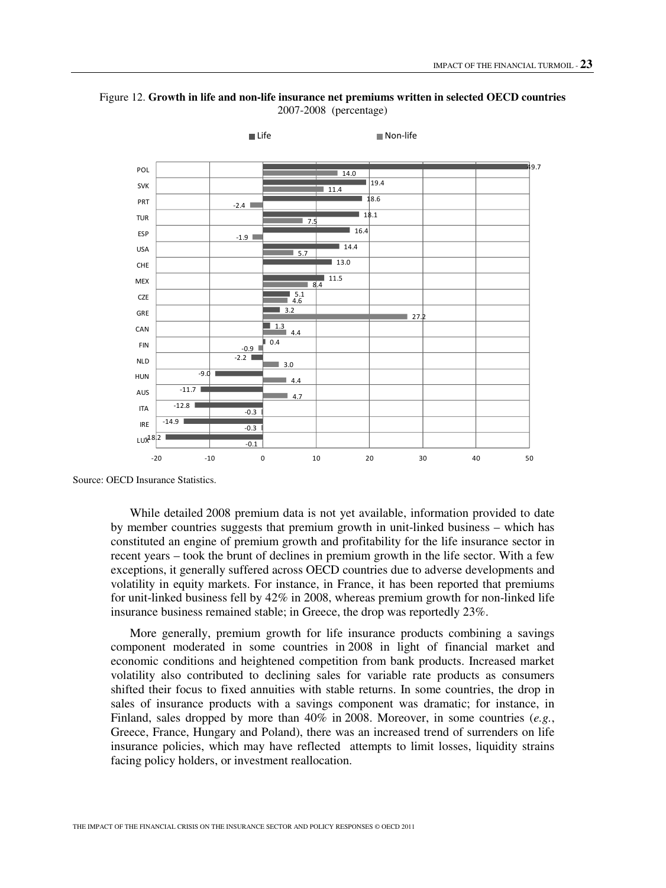Figure 12. **Growth in life and non-life insurance net premiums written in selected OECD countries**
2007-2008 (percentage)

| Country | Life | Non-life |
|---|---|---|
| POL | 49.7 | 14.0 |
| SVK | 19.4 | 11.4 |
| PRT | 18.6 | -2.4 |
| TUR | 18.1 | 7.5 |
| ESP | 16.4 | -1.9 |
| USA | 14.4 | 5.7 |
| CHE | 13.0 | |
| MEX | 11.5 | 8.4 |
| CZE | 5.1 | 4.6 |
| GRE | 3.2 | 27.2 |
| CAN | 1.3 | 4.4 |
| FIN | 0.4 | -0.9 |
| NLD | -2.2 | 3.0 |
| HUN | -9.0 | 4.4 |
| AUS | -11.7 | 4.7 |
| ITA | -12.8 | -0.3 |
| IRE | -14.9 | -0.3 |
| LUX | -18.2 | -0.1 |

Source: OECD Insurance Statistics.

While detailed 2008 premium data is not yet available, information provided to date by member countries suggests that premium growth in unit-linked business – which has constituted an engine of premium growth and profitability for the life insurance sector in recent years – took the brunt of declines in premium growth in the life sector. With a few exceptions, it generally suffered across OECD countries due to adverse developments and volatility in equity markets. For instance, in France, it has been reported that premiums for unit-linked business fell by 42% in 2008, whereas premium growth for non-linked life insurance business remained stable; in Greece, the drop was reportedly 23%.

More generally, premium growth for life insurance products combining a savings component moderated in some countries in 2008 in light of financial market and economic conditions and heightened competition from bank products. Increased market volatility also contributed to declining sales for variable rate products as consumers shifted their focus to fixed annuities with stable returns. In some countries, the drop in sales of insurance products with a savings component was dramatic; for instance, in Finland, sales dropped by more than 40% in 2008. Moreover, in some countries (*e.g.*, Greece, France, Hungary and Poland), there was an increased trend of surrenders on life insurance policies, which may have reflected attempts to limit losses, liquidity strains facing policy holders, or investment reallocation.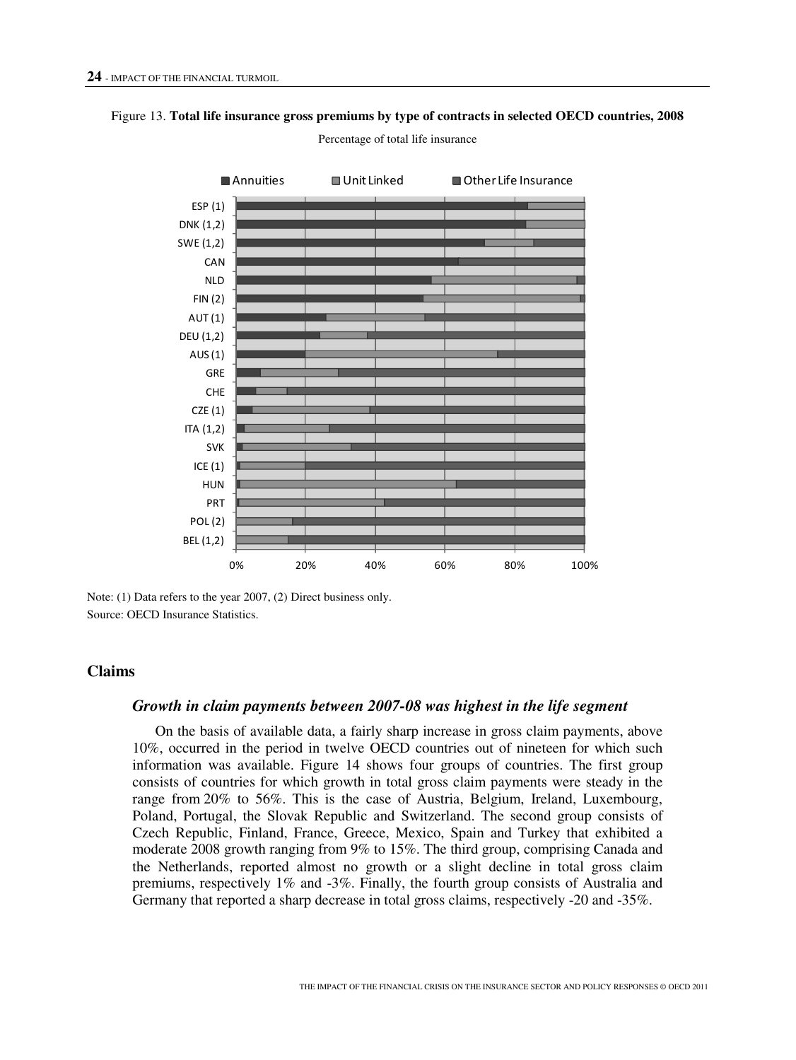Figure 13. **Total life insurance gross premiums by type of contracts in selected OECD countries, 2008**

Percentage of total life insurance

Note: (1) Data refers to the year 2007, (2) Direct business only.
Source: OECD Insurance Statistics.

## Claims

### *Growth in claim payments between 2007-08 was highest in the life segment*

On the basis of available data, a fairly sharp increase in gross claim payments, above 10%, occurred in the period in twelve OECD countries out of nineteen for which such information was available. Figure 14 shows four groups of countries. The first group consists of countries for which growth in total gross claim payments were steady in the range from 20% to 56%. This is the case of Austria, Belgium, Ireland, Luxembourg, Poland, Portugal, the Slovak Republic and Switzerland. The second group consists of Czech Republic, Finland, France, Greece, Mexico, Spain and Turkey that exhibited a moderate 2008 growth ranging from 9% to 15%. The third group, comprising Canada and the Netherlands, reported almost no growth or a slight decline in total gross claim premiums, respectively 1% and -3%. Finally, the fourth group consists of Australia and Germany that reported a sharp decrease in total gross claims, respectively -20 and -35%.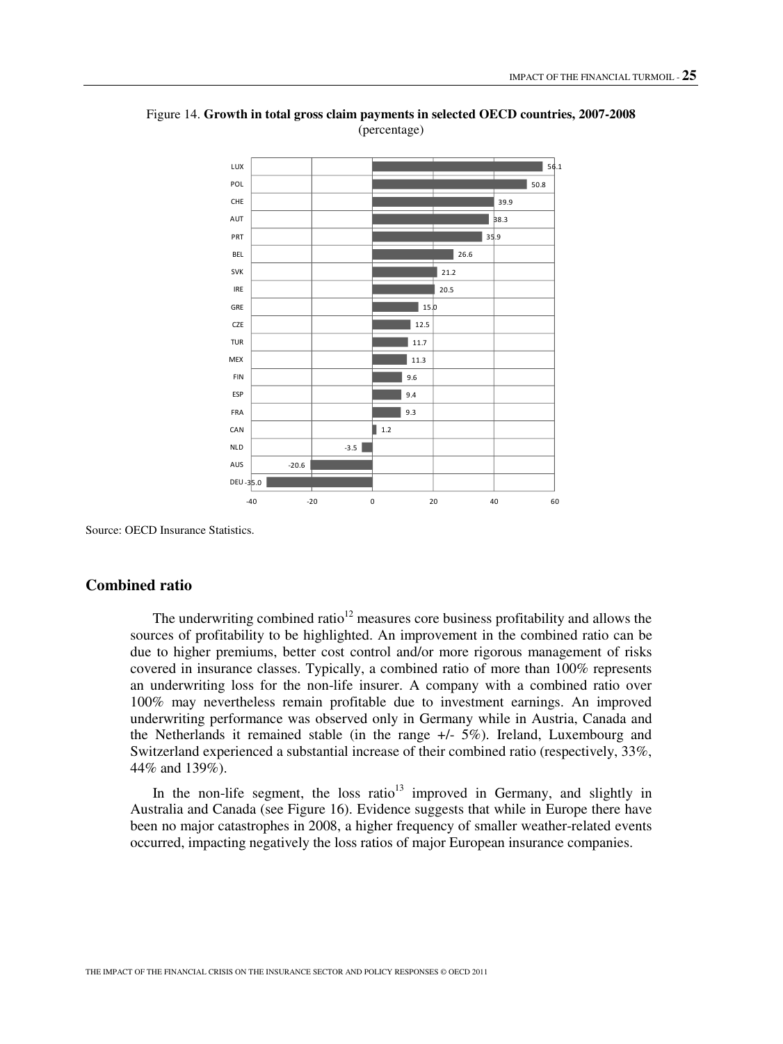Figure 14. **Growth in total gross claim payments in selected OECD countries, 2007-2008**
(percentage)

| Country | Growth (%) |
|---|---|
| LUX | 56.1 |
| POL | 50.8 |
| CHE | 39.9 |
| AUT | 38.3 |
| PRT | 35.9 |
| BEL | 26.6 |
| SVK | 21.2 |
| IRE | 20.5 |
| GRE | 15.0 |
| CZE | 12.5 |
| TUR | 11.7 |
| MEX | 11.3 |
| FIN | 9.6 |
| ESP | 9.4 |
| FRA | 9.3 |
| CAN | 1.2 |
| NLD | -3.5 |
| AUS | -20.6 |
| DEU | -35.0 |

Source: OECD Insurance Statistics.

## Combined ratio

The underwriting combined ratio[12] measures core business profitability and allows the sources of profitability to be highlighted. An improvement in the combined ratio can be due to higher premiums, better cost control and/or more rigorous management of risks covered in insurance classes. Typically, a combined ratio of more than 100% represents an underwriting loss for the non-life insurer. A company with a combined ratio over 100% may nevertheless remain profitable due to investment earnings. An improved underwriting performance was observed only in Germany while in Austria, Canada and the Netherlands it remained stable (in the range +/- 5%). Ireland, Luxembourg and Switzerland experienced a substantial increase of their combined ratio (respectively, 33%, 44% and 139%).

In the non-life segment, the loss ratio[13] improved in Germany, and slightly in Australia and Canada (see Figure 16). Evidence suggests that while in Europe there have been no major catastrophes in 2008, a higher frequency of smaller weather-related events occurred, impacting negatively the loss ratios of major European insurance companies.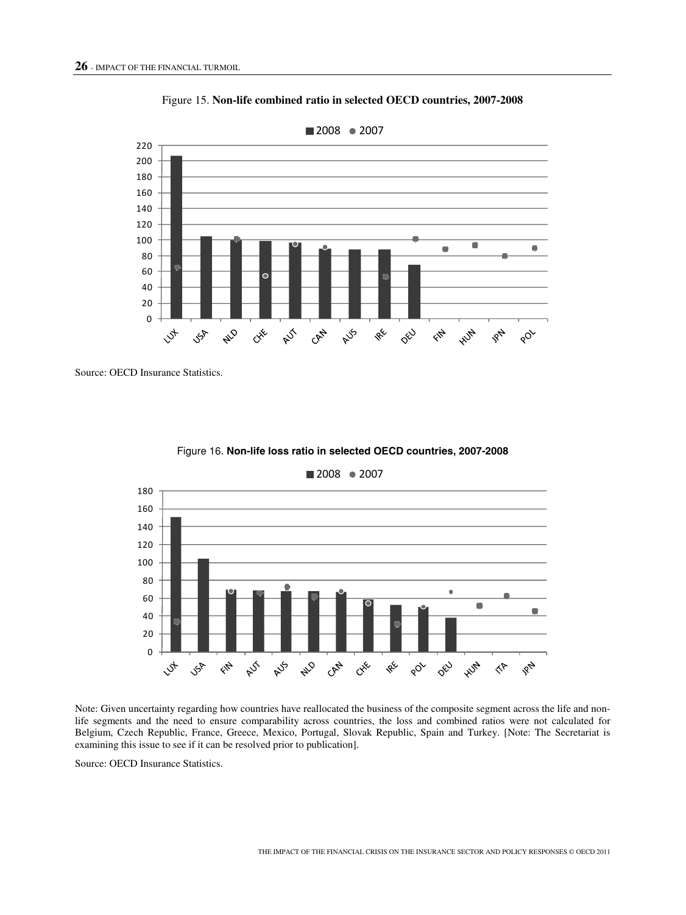Figure 15. **Non-life combined ratio in selected OECD countries, 2007-2008**

Source: OECD Insurance Statistics.

Figure 16. **Non-life loss ratio in selected OECD countries, 2007-2008**

Note: Given uncertainty regarding how countries have reallocated the business of the composite segment across the life and non-life segments and the need to ensure comparability across countries, the loss and combined ratios were not calculated for Belgium, Czech Republic, France, Greece, Mexico, Portugal, Slovak Republic, Spain and Turkey. [Note: The Secretariat is examining this issue to see if it can be resolved prior to publication].

Source: OECD Insurance Statistics.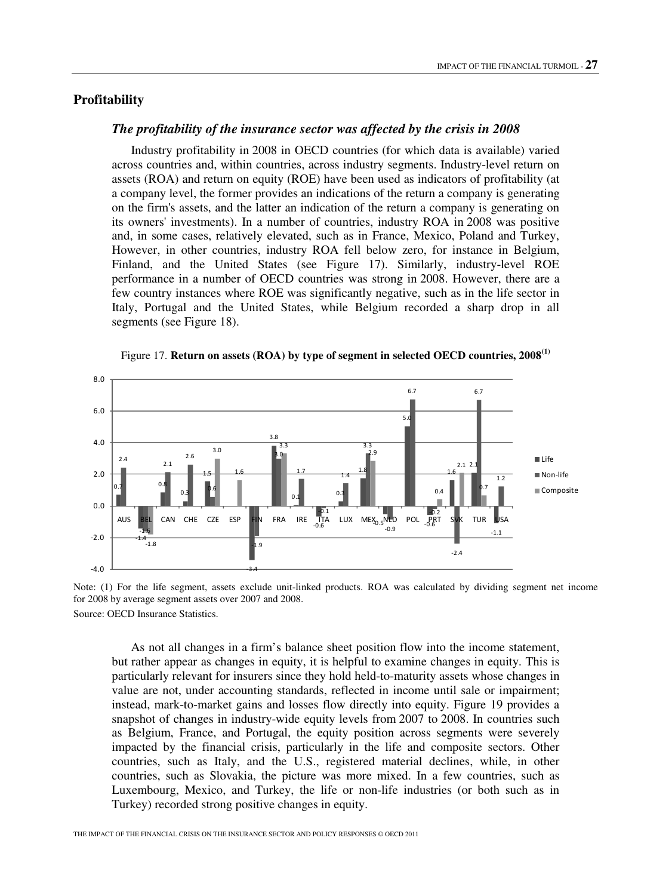## Profitability

### *The profitability of the insurance sector was affected by the crisis in 2008*

Industry profitability in 2008 in OECD countries (for which data is available) varied across countries and, within countries, across industry segments. Industry-level return on assets (ROA) and return on equity (ROE) have been used as indicators of profitability (at a company level, the former provides an indications of the return a company is generating on the firm's assets, and the latter an indication of the return a company is generating on its owners' investments). In a number of countries, industry ROA in 2008 was positive and, in some cases, relatively elevated, such as in France, Mexico, Poland and Turkey, However, in other countries, industry ROA fell below zero, for instance in Belgium, Finland, and the United States (see Figure 17). Similarly, industry-level ROE performance in a number of OECD countries was strong in 2008. However, there are a few country instances where ROE was significantly negative, such as in the life sector in Italy, Portugal and the United States, while Belgium recorded a sharp drop in all segments (see Figure 18).

Figure 17. **Return on assets (ROA) by type of segment in selected OECD countries, 2008**[(1)]

| Country | Life | Non-life | Composite |
|---|---|---|---|
| AUS | 0.7 | 2.4 | |
| BEL | -1.4 | -1.6 | -1.8 |
| CAN | 0.8 | 2.1 | |
| CHE | 0.3 | 2.6 | |
| CZE | 1.5 | 0.6 | 3.0 |
| ESP | | | 1.6 |
| FIN | -3.4 | -1.9 | |
| FRA | 3.8 | 3.0 | 3.3 |
| IRE | 0.1 | 1.7 | |
| ITA | -0.6 | -0.1 | |
| LUX | 0.3 | 1.4 | |
| MEX | 1.8 | 3.3 | 2.9 |
| NLD | -0.5 | -0.9 | |
| POL | 5.0 | 6.7 | |
| PRT | -0.6 | -0.2 | 0.4 |
| SVK | 1.6 | -2.4 | 2.1 |
| TUR | 2.1 | 6.7 | 0.7 |
| USA | -1.1 | 1.2 | |

Note: (1) For the life segment, assets exclude unit-linked products. ROA was calculated by dividing segment net income for 2008 by average segment assets over 2007 and 2008.

Source: OECD Insurance Statistics.

As not all changes in a firm's balance sheet position flow into the income statement, but rather appear as changes in equity, it is helpful to examine changes in equity. This is particularly relevant for insurers since they hold held-to-maturity assets whose changes in value are not, under accounting standards, reflected in income until sale or impairment; instead, mark-to-market gains and losses flow directly into equity. Figure 19 provides a snapshot of changes in industry-wide equity levels from 2007 to 2008. In countries such as Belgium, France, and Portugal, the equity position across segments were severely impacted by the financial crisis, particularly in the life and composite sectors. Other countries, such as Italy, and the U.S., registered material declines, while, in other countries, such as Slovakia, the picture was more mixed. In a few countries, such as Luxembourg, Mexico, and Turkey, the life or non-life industries (or both such as in Turkey) recorded strong positive changes in equity.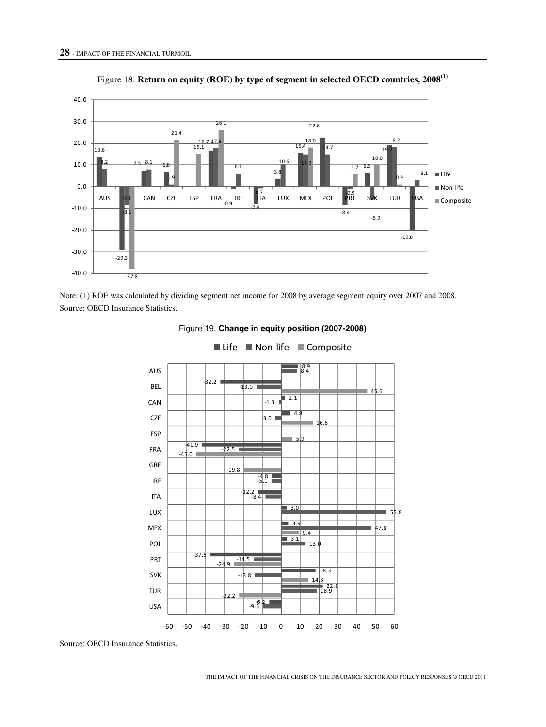Figure 18. **Return on equity (ROE) by type of segment in selected OECD countries, 2008**[(1)]

Note: (1) ROE was calculated by dividing segment net income for 2008 by average segment equity over 2007 and 2008.
Source: OECD Insurance Statistics.

Figure 19. **Change in equity position (2007-2008)**

Source: OECD Insurance Statistics.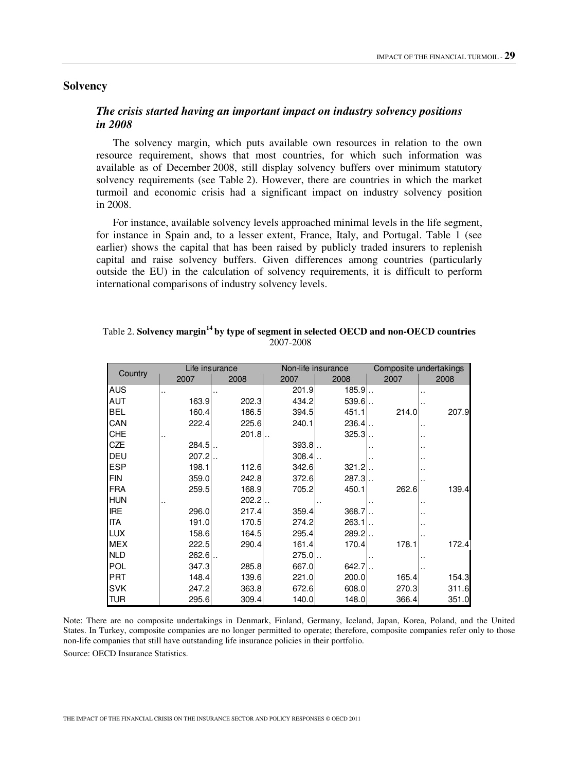## Solvency

### *The crisis started having an important impact on industry solvency positions in 2008*

The solvency margin, which puts available own resources in relation to the own resource requirement, shows that most countries, for which such information was available as of December 2008, still display solvency buffers over minimum statutory solvency requirements (see Table 2). However, there are countries in which the market turmoil and economic crisis had a significant impact on industry solvency position in 2008.

For instance, available solvency levels approached minimal levels in the life segment, for instance in Spain and, to a lesser extent, France, Italy, and Portugal. Table 1 (see earlier) shows the capital that has been raised by publicly traded insurers to replenish capital and raise solvency buffers. Given differences among countries (particularly outside the EU) in the calculation of solvency requirements, it is difficult to perform international comparisons of industry solvency levels.

Table 2. **Solvency margin[14] by type of segment in selected OECD and non-OECD countries**
2007-2008

| Country | Life insurance | | Non-life insurance | | Composite undertakings | |
|---|---|---|---|---|---|---|
| | 2007 | 2008 | 2007 | 2008 | 2007 | 2008 |
| AUS | .. | .. | 201.9 | 185.9 | .. | .. |
| AUT | 163.9 | 202.3 | 434.2 | 539.6 | .. | .. |
| BEL | 160.4 | 186.5 | 394.5 | 451.1 | 214.0 | 207.9 |
| CAN | 222.4 | 225.6 | 240.1 | 236.4 | .. | .. |
| CHE | .. | 201.8 | .. | 325.3 | .. | .. |
| CZE | 284.5 | .. | 393.8 | .. | .. | .. |
| DEU | 207.2 | .. | 308.4 | .. | .. | .. |
| ESP | 198.1 | 112.6 | 342.6 | 321.2 | .. | .. |
| FIN | 359.0 | 242.8 | 372.6 | 287.3 | .. | .. |
| FRA | 259.5 | 168.9 | 705.2 | 450.1 | 262.6 | 139.4 |
| HUN | .. | 202.2 | .. | .. | .. | .. |
| IRE | 296.0 | 217.4 | 359.4 | 368.7 | .. | .. |
| ITA | 191.0 | 170.5 | 274.2 | 263.1 | .. | .. |
| LUX | 158.6 | 164.5 | 295.4 | 289.2 | .. | .. |
| MEX | 222.5 | 290.4 | 161.4 | 170.4 | 178.1 | 172.4 |
| NLD | 262.6 | .. | 275.0 | .. | .. | .. |
| POL | 347.3 | 285.8 | 667.0 | 642.7 | .. | .. |
| PRT | 148.4 | 139.6 | 221.0 | 200.0 | 165.4 | 154.3 |
| SVK | 247.2 | 363.8 | 672.6 | 608.0 | 270.3 | 311.6 |
| TUR | 295.6 | 309.4 | 140.0 | 148.0 | 366.4 | 351.0 |

Note: There are no composite undertakings in Denmark, Finland, Germany, Iceland, Japan, Korea, Poland, and the United States. In Turkey, composite companies are no longer permitted to operate; therefore, composite companies refer only to those non-life companies that still have outstanding life insurance policies in their portfolio.

Source: OECD Insurance Statistics.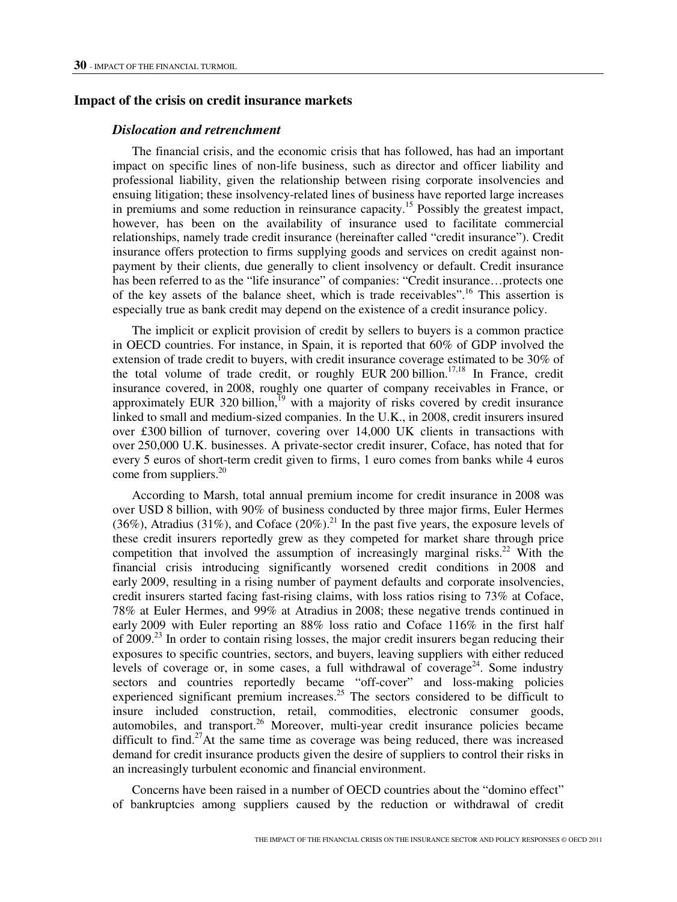## Impact of the crisis on credit insurance markets

### *Dislocation and retrenchment*

The financial crisis, and the economic crisis that has followed, has had an important impact on specific lines of non-life business, such as director and officer liability and professional liability, given the relationship between rising corporate insolvencies and ensuing litigation; these insolvency-related lines of business have reported large increases in premiums and some reduction in reinsurance capacity.[15] Possibly the greatest impact, however, has been on the availability of insurance used to facilitate commercial relationships, namely trade credit insurance (hereinafter called "credit insurance"). Credit insurance offers protection to firms supplying goods and services on credit against non-payment by their clients, due generally to client insolvency or default. Credit insurance has been referred to as the "life insurance" of companies: "Credit insurance…protects one of the key assets of the balance sheet, which is trade receivables".[16] This assertion is especially true as bank credit may depend on the existence of a credit insurance policy.

The implicit or explicit provision of credit by sellers to buyers is a common practice in OECD countries. For instance, in Spain, it is reported that 60% of GDP involved the extension of trade credit to buyers, with credit insurance coverage estimated to be 30% of the total volume of trade credit, or roughly EUR 200 billion.[17,18] In France, credit insurance covered, in 2008, roughly one quarter of company receivables in France, or approximately EUR 320 billion,[19] with a majority of risks covered by credit insurance linked to small and medium-sized companies. In the U.K., in 2008, credit insurers insured over £300 billion of turnover, covering over 14,000 UK clients in transactions with over 250,000 U.K. businesses. A private-sector credit insurer, Coface, has noted that for every 5 euros of short-term credit given to firms, 1 euro comes from banks while 4 euros come from suppliers.[20]

According to Marsh, total annual premium income for credit insurance in 2008 was over USD 8 billion, with 90% of business conducted by three major firms, Euler Hermes (36%), Atradius (31%), and Coface (20%).[21] In the past five years, the exposure levels of these credit insurers reportedly grew as they competed for market share through price competition that involved the assumption of increasingly marginal risks.[22] With the financial crisis introducing significantly worsened credit conditions in 2008 and early 2009, resulting in a rising number of payment defaults and corporate insolvencies, credit insurers started facing fast-rising claims, with loss ratios rising to 73% at Coface, 78% at Euler Hermes, and 99% at Atradius in 2008; these negative trends continued in early 2009 with Euler reporting an 88% loss ratio and Coface 116% in the first half of 2009.[23] In order to contain rising losses, the major credit insurers began reducing their exposures to specific countries, sectors, and buyers, leaving suppliers with either reduced levels of coverage or, in some cases, a full withdrawal of coverage[24]. Some industry sectors and countries reportedly became "off-cover" and loss-making policies experienced significant premium increases.[25] The sectors considered to be difficult to insure included construction, retail, commodities, electronic consumer goods, automobiles, and transport.[26] Moreover, multi-year credit insurance policies became difficult to find.[27] At the same time as coverage was being reduced, there was increased demand for credit insurance products given the desire of suppliers to control their risks in an increasingly turbulent economic and financial environment.

Concerns have been raised in a number of OECD countries about the "domino effect" of bankruptcies among suppliers caused by the reduction or withdrawal of credit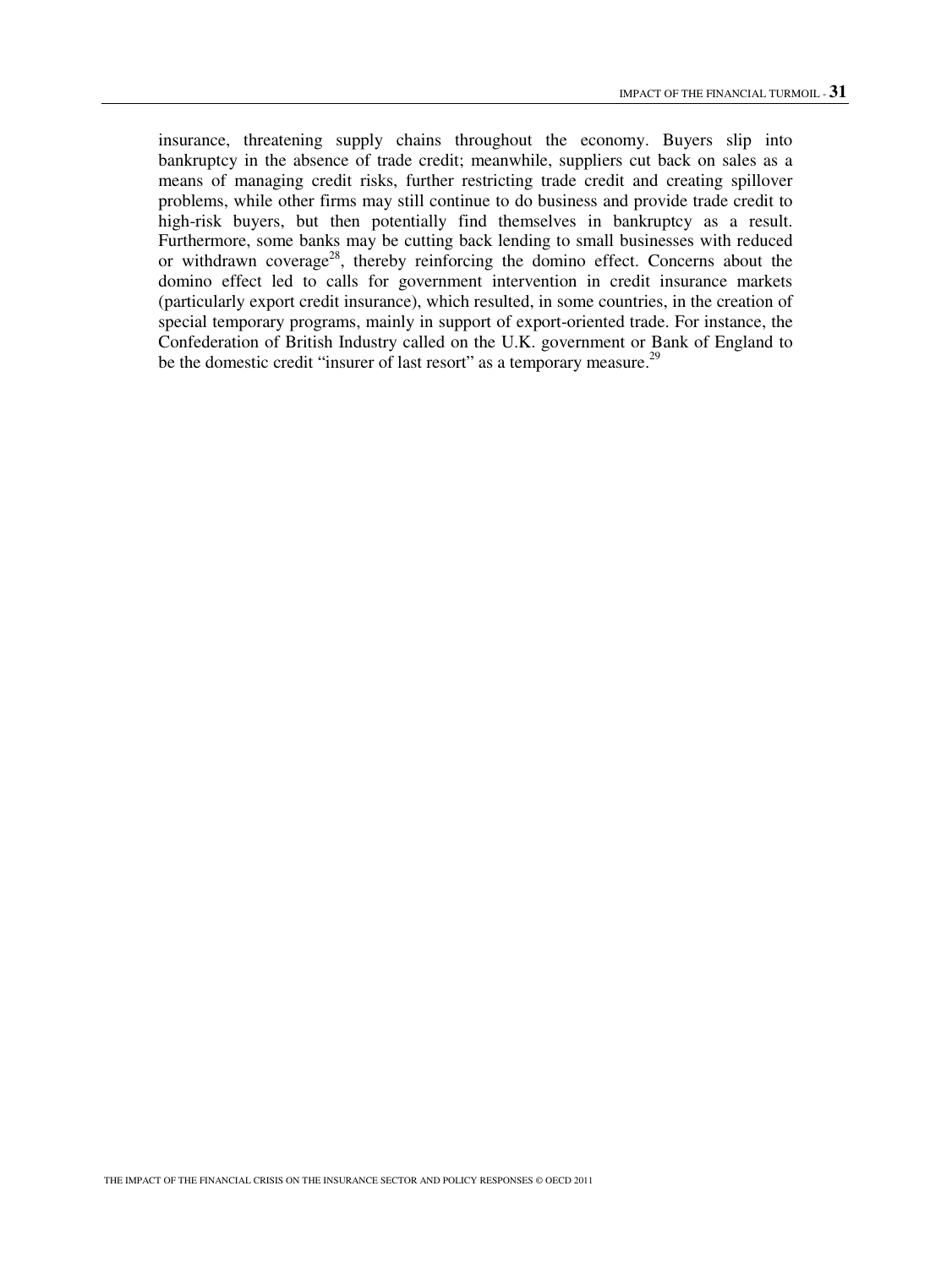insurance, threatening supply chains throughout the economy. Buyers slip into bankruptcy in the absence of trade credit; meanwhile, suppliers cut back on sales as a means of managing credit risks, further restricting trade credit and creating spillover problems, while other firms may still continue to do business and provide trade credit to high-risk buyers, but then potentially find themselves in bankruptcy as a result. Furthermore, some banks may be cutting back lending to small businesses with reduced or withdrawn coverage[28], thereby reinforcing the domino effect. Concerns about the domino effect led to calls for government intervention in credit insurance markets (particularly export credit insurance), which resulted, in some countries, in the creation of special temporary programs, mainly in support of export-oriented trade. For instance, the Confederation of British Industry called on the U.K. government or Bank of England to be the domestic credit "insurer of last resort" as a temporary measure.[29]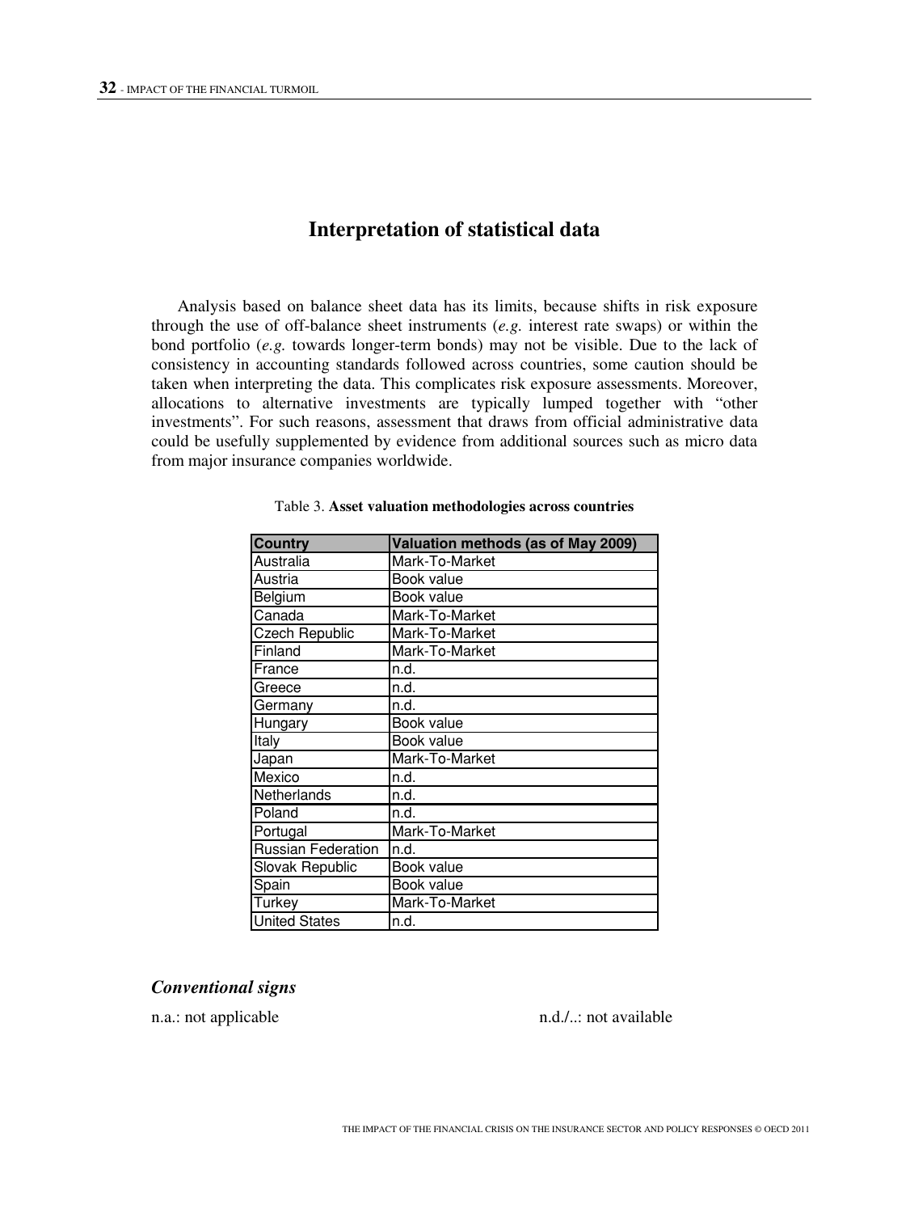## Interpretation of statistical data

Analysis based on balance sheet data has its limits, because shifts in risk exposure through the use of off-balance sheet instruments (*e.g.* interest rate swaps) or within the bond portfolio (*e.g.* towards longer-term bonds) may not be visible. Due to the lack of consistency in accounting standards followed across countries, some caution should be taken when interpreting the data. This complicates risk exposure assessments. Moreover, allocations to alternative investments are typically lumped together with "other investments". For such reasons, assessment that draws from official administrative data could be usefully supplemented by evidence from additional sources such as micro data from major insurance companies worldwide.

Table 3. **Asset valuation methodologies across countries**

| Country | Valuation methods (as of May 2009) |
|---|---|
| Australia | Mark-To-Market |
| Austria | Book value |
| Belgium | Book value |
| Canada | Mark-To-Market |
| Czech Republic | Mark-To-Market |
| Finland | Mark-To-Market |
| France | n.d. |
| Greece | n.d. |
| Germany | n.d. |
| Hungary | Book value |
| Italy | Book value |
| Japan | Mark-To-Market |
| Mexico | n.d. |
| Netherlands | n.d. |
| Poland | n.d. |
| Portugal | Mark-To-Market |
| Russian Federation | n.d. |
| Slovak Republic | Book value |
| Spain | Book value |
| Turkey | Mark-To-Market |
| United States | n.d. |

### *Conventional signs*

n.a.: not applicable

n.d./..: not available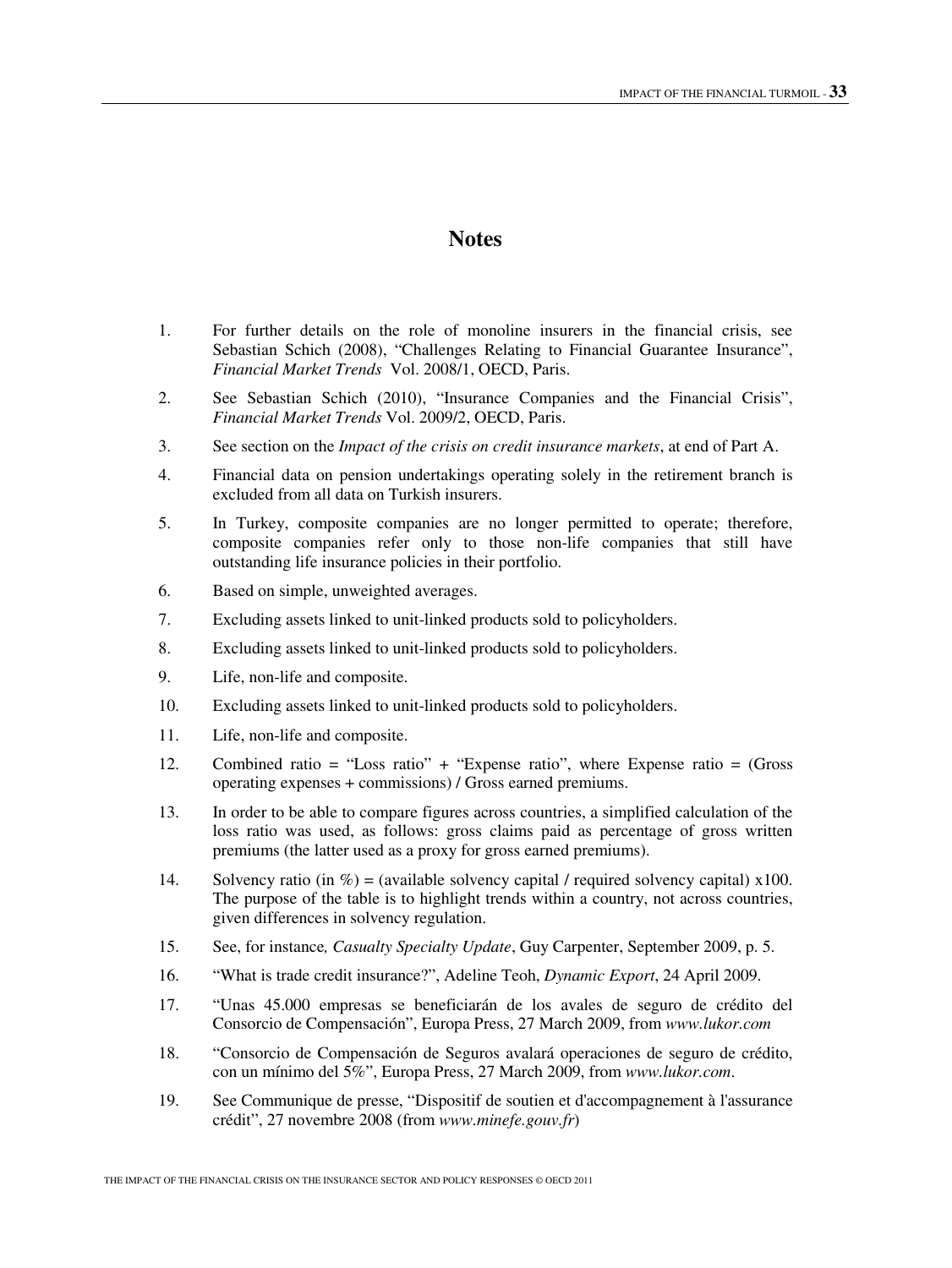# Notes

1. For further details on the role of monoline insurers in the financial crisis, see Sebastian Schich (2008), "Challenges Relating to Financial Guarantee Insurance", *Financial Market Trends* Vol. 2008/1, OECD, Paris.
2. See Sebastian Schich (2010), "Insurance Companies and the Financial Crisis", *Financial Market Trends* Vol. 2009/2, OECD, Paris.
3. See section on the *Impact of the crisis on credit insurance markets*, at end of Part A.
4. Financial data on pension undertakings operating solely in the retirement branch is excluded from all data on Turkish insurers.
5. In Turkey, composite companies are no longer permitted to operate; therefore, composite companies refer only to those non-life companies that still have outstanding life insurance policies in their portfolio.
6. Based on simple, unweighted averages.
7. Excluding assets linked to unit-linked products sold to policyholders.
8. Excluding assets linked to unit-linked products sold to policyholders.
9. Life, non-life and composite.
10. Excluding assets linked to unit-linked products sold to policyholders.
11. Life, non-life and composite.
12. Combined ratio = "Loss ratio" + "Expense ratio", where Expense ratio = (Gross operating expenses + commissions) / Gross earned premiums.
13. In order to be able to compare figures across countries, a simplified calculation of the loss ratio was used, as follows: gross claims paid as percentage of gross written premiums (the latter used as a proxy for gross earned premiums).
14. Solvency ratio (in %) = (available solvency capital / required solvency capital) x100. The purpose of the table is to highlight trends within a country, not across countries, given differences in solvency regulation.
15. See, for instance, *Casualty Specialty Update*, Guy Carpenter, September 2009, p. 5.
16. "What is trade credit insurance?", Adeline Teoh, *Dynamic Export*, 24 April 2009.
17. "Unas 45.000 empresas se beneficiarán de los avales de seguro de crédito del Consorcio de Compensación", Europa Press, 27 March 2009, from *www.lukor.com*
18. "Consorcio de Compensación de Seguros avalará operaciones de seguro de crédito, con un mínimo del 5%", Europa Press, 27 March 2009, from *www.lukor.com*.
19. See Communique de presse, "Dispositif de soutien et d'accompagnement à l'assurance crédit", 27 novembre 2008 (from *www.minefe.gouv.fr*)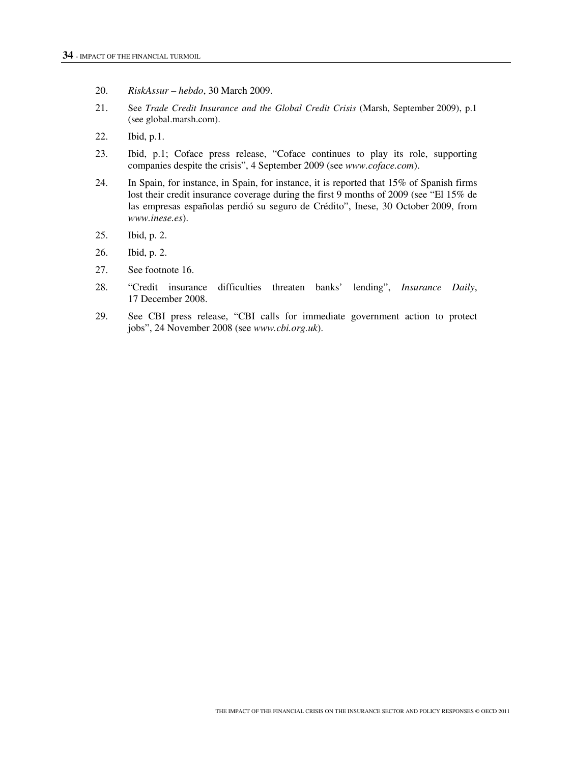20. *RiskAssur – hebdo*, 30 March 2009.

21. See *Trade Credit Insurance and the Global Credit Crisis* (Marsh, September 2009), p.1 (see global.marsh.com).

22. Ibid, p.1.

23. Ibid, p.1; Coface press release, "Coface continues to play its role, supporting companies despite the crisis", 4 September 2009 (see *www.coface.com*).

24. In Spain, for instance, in Spain, for instance, it is reported that 15% of Spanish firms lost their credit insurance coverage during the first 9 months of 2009 (see "El 15% de las empresas españolas perdió su seguro de Crédito", Inese, 30 October 2009, from *www.inese.es*).

25. Ibid, p. 2.

26. Ibid, p. 2.

27. See footnote 16.

28. "Credit insurance difficulties threaten banks' lending", *Insurance Daily*, 17 December 2008.

29. See CBI press release, "CBI calls for immediate government action to protect jobs", 24 November 2008 (see *www.cbi.org.uk*).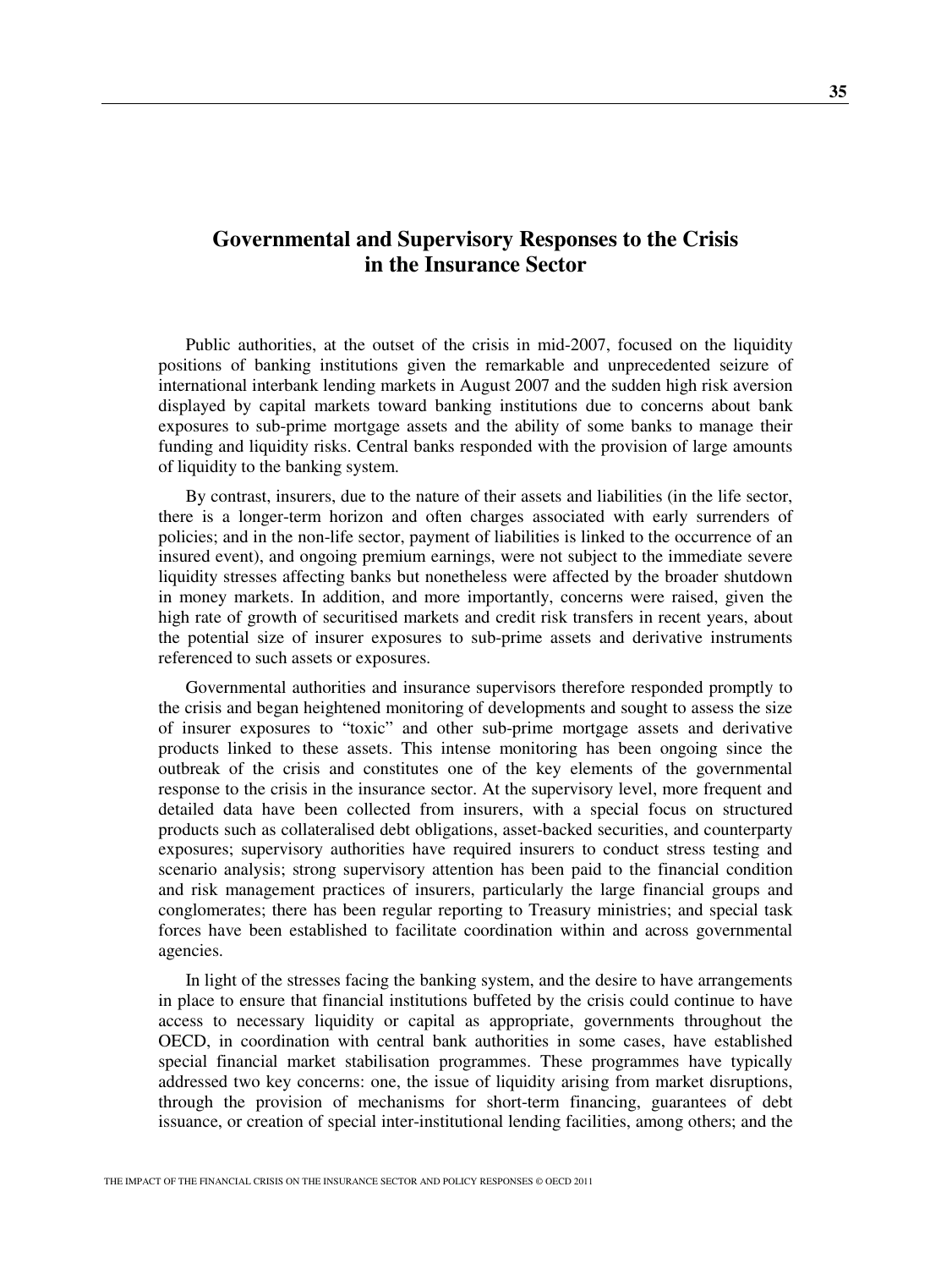# Governmental and Supervisory Responses to the Crisis in the Insurance Sector

Public authorities, at the outset of the crisis in mid-2007, focused on the liquidity positions of banking institutions given the remarkable and unprecedented seizure of international interbank lending markets in August 2007 and the sudden high risk aversion displayed by capital markets toward banking institutions due to concerns about bank exposures to sub-prime mortgage assets and the ability of some banks to manage their funding and liquidity risks. Central banks responded with the provision of large amounts of liquidity to the banking system.

By contrast, insurers, due to the nature of their assets and liabilities (in the life sector, there is a longer-term horizon and often charges associated with early surrenders of policies; and in the non-life sector, payment of liabilities is linked to the occurrence of an insured event), and ongoing premium earnings, were not subject to the immediate severe liquidity stresses affecting banks but nonetheless were affected by the broader shutdown in money markets. In addition, and more importantly, concerns were raised, given the high rate of growth of securitised markets and credit risk transfers in recent years, about the potential size of insurer exposures to sub-prime assets and derivative instruments referenced to such assets or exposures.

Governmental authorities and insurance supervisors therefore responded promptly to the crisis and began heightened monitoring of developments and sought to assess the size of insurer exposures to "toxic" and other sub-prime mortgage assets and derivative products linked to these assets. This intense monitoring has been ongoing since the outbreak of the crisis and constitutes one of the key elements of the governmental response to the crisis in the insurance sector. At the supervisory level, more frequent and detailed data have been collected from insurers, with a special focus on structured products such as collateralised debt obligations, asset-backed securities, and counterparty exposures; supervisory authorities have required insurers to conduct stress testing and scenario analysis; strong supervisory attention has been paid to the financial condition and risk management practices of insurers, particularly the large financial groups and conglomerates; there has been regular reporting to Treasury ministries; and special task forces have been established to facilitate coordination within and across governmental agencies.

In light of the stresses facing the banking system, and the desire to have arrangements in place to ensure that financial institutions buffeted by the crisis could continue to have access to necessary liquidity or capital as appropriate, governments throughout the OECD, in coordination with central bank authorities in some cases, have established special financial market stabilisation programmes. These programmes have typically addressed two key concerns: one, the issue of liquidity arising from market disruptions, through the provision of mechanisms for short-term financing, guarantees of debt issuance, or creation of special inter-institutional lending facilities, among others; and the